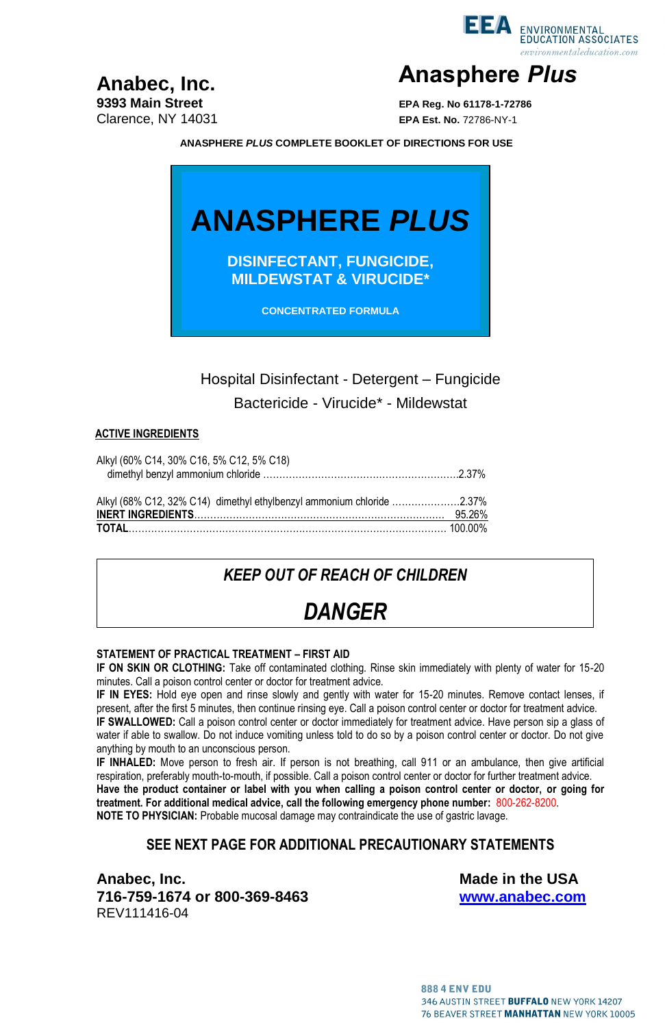**Anabec, Inc.**
**9393 Main Street**
Clarence, NY 14031

# Anasphere *Plus*

**EPA Reg. No 61178-1-72786**
**EPA Est. No.** 72786-NY-1

**ANASPHERE *PLUS* COMPLETE BOOKLET OF DIRECTIONS FOR USE**

# ANASPHERE *PLUS*

**DISINFECTANT, FUNGICIDE, MILDEWSTAT & VIRUCIDE***

**CONCENTRATED FORMULA**

Hospital Disinfectant - Detergent – Fungicide
Bactericide - Virucide* - Mildewstat

**ACTIVE INGREDIENTS**

Alkyl (60% C14, 30% C16, 5% C12, 5% C18)
dimethyl benzyl ammonium chloride .......................................................... 2.37%

Alkyl (68% C12, 32% C14) dimethyl ethylbenzyl ammonium chloride ..................... 2.37%
**INERT INGREDIENTS**............................................................................ 95.26%
**TOTAL**.................................................................................................. 100.00%

***KEEP OUT OF REACH OF CHILDREN***

## *DANGER*

**STATEMENT OF PRACTICAL TREATMENT – FIRST AID**

**IF ON SKIN OR CLOTHING:** Take off contaminated clothing. Rinse skin immediately with plenty of water for 15-20 minutes. Call a poison control center or doctor for treatment advice.

**IF IN EYES:** Hold eye open and rinse slowly and gently with water for 15-20 minutes. Remove contact lenses, if present, after the first 5 minutes, then continue rinsing eye. Call a poison control center or doctor for treatment advice.

**IF SWALLOWED:** Call a poison control center or doctor immediately for treatment advice. Have person sip a glass of water if able to swallow. Do not induce vomiting unless told to do so by a poison control center or doctor. Do not give anything by mouth to an unconscious person.

**IF INHALED:** Move person to fresh air. If person is not breathing, call 911 or an ambulance, then give artificial respiration, preferably mouth-to-mouth, if possible. Call a poison control center or doctor for further treatment advice.

**Have the product container or label with you when calling a poison control center or doctor, or going for treatment. For additional medical advice, call the following emergency phone number:** 800-262-8200.

**NOTE TO PHYSICIAN:** Probable mucosal damage may contraindicate the use of gastric lavage.

**SEE NEXT PAGE FOR ADDITIONAL PRECAUTIONARY STATEMENTS**

**Anabec, Inc.**
**716-759-1674 or 800-369-8463**
REV111416-04

**Made in the USA**
**www.anabec.com**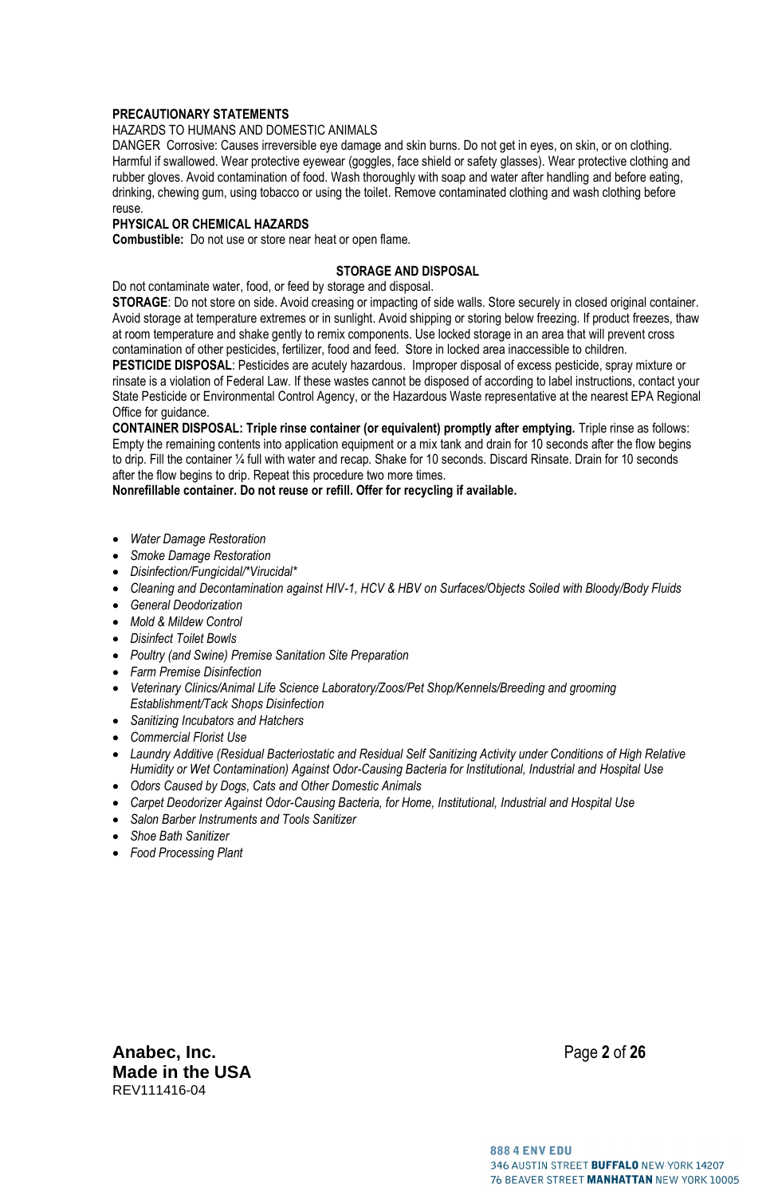**PRECAUTIONARY STATEMENTS**

HAZARDS TO HUMANS AND DOMESTIC ANIMALS

DANGER Corrosive: Causes irreversible eye damage and skin burns. Do not get in eyes, on skin, or on clothing. Harmful if swallowed. Wear protective eyewear (goggles, face shield or safety glasses). Wear protective clothing and rubber gloves. Avoid contamination of food. Wash thoroughly with soap and water after handling and before eating, drinking, chewing gum, using tobacco or using the toilet. Remove contaminated clothing and wash clothing before reuse.

**PHYSICAL OR CHEMICAL HAZARDS**

**Combustible:** Do not use or store near heat or open flame.

**STORAGE AND DISPOSAL**

Do not contaminate water, food, or feed by storage and disposal.

**STORAGE**: Do not store on side. Avoid creasing or impacting of side walls. Store securely in closed original container. Avoid storage at temperature extremes or in sunlight. Avoid shipping or storing below freezing. If product freezes, thaw at room temperature and shake gently to remix components. Use locked storage in an area that will prevent cross contamination of other pesticides, fertilizer, food and feed. Store in locked area inaccessible to children.

**PESTICIDE DISPOSAL**: Pesticides are acutely hazardous. Improper disposal of excess pesticide, spray mixture or rinsate is a violation of Federal Law. If these wastes cannot be disposed of according to label instructions, contact your State Pesticide or Environmental Control Agency, or the Hazardous Waste representative at the nearest EPA Regional Office for guidance.

**CONTAINER DISPOSAL: Triple rinse container (or equivalent) promptly after emptying.** Triple rinse as follows: Empty the remaining contents into application equipment or a mix tank and drain for 10 seconds after the flow begins to drip. Fill the container ¼ full with water and recap. Shake for 10 seconds. Discard Rinsate. Drain for 10 seconds after the flow begins to drip. Repeat this procedure two more times.

**Nonrefillable container. Do not reuse or refill. Offer for recycling if available.**

- *Water Damage Restoration*
- *Smoke Damage Restoration*
- *Disinfection/Fungicidal/*Virucidal**
- *Cleaning and Decontamination against HIV-1, HCV & HBV on Surfaces/Objects Soiled with Bloody/Body Fluids*
- *General Deodorization*
- *Mold & Mildew Control*
- *Disinfect Toilet Bowls*
- *Poultry (and Swine) Premise Sanitation Site Preparation*
- *Farm Premise Disinfection*
- *Veterinary Clinics/Animal Life Science Laboratory/Zoos/Pet Shop/Kennels/Breeding and grooming Establishment/Tack Shops Disinfection*
- *Sanitizing Incubators and Hatchers*
- *Commercial Florist Use*
- *Laundry Additive (Residual Bacteriostatic and Residual Self Sanitizing Activity under Conditions of High Relative Humidity or Wet Contamination) Against Odor-Causing Bacteria for Institutional, Industrial and Hospital Use*
- *Odors Caused by Dogs, Cats and Other Domestic Animals*
- *Carpet Deodorizer Against Odor-Causing Bacteria, for Home, Institutional, Industrial and Hospital Use*
- *Salon Barber Instruments and Tools Sanitizer*
- *Shoe Bath Sanitizer*
- *Food Processing Plant*

**Anabec, Inc.**
**Made in the USA**
REV111416-04

888 4 ENV EDU
346 AUSTIN STREET **BUFFALO** NEW YORK 14207
76 BEAVER STREET **MANHATTAN** NEW YORK 10005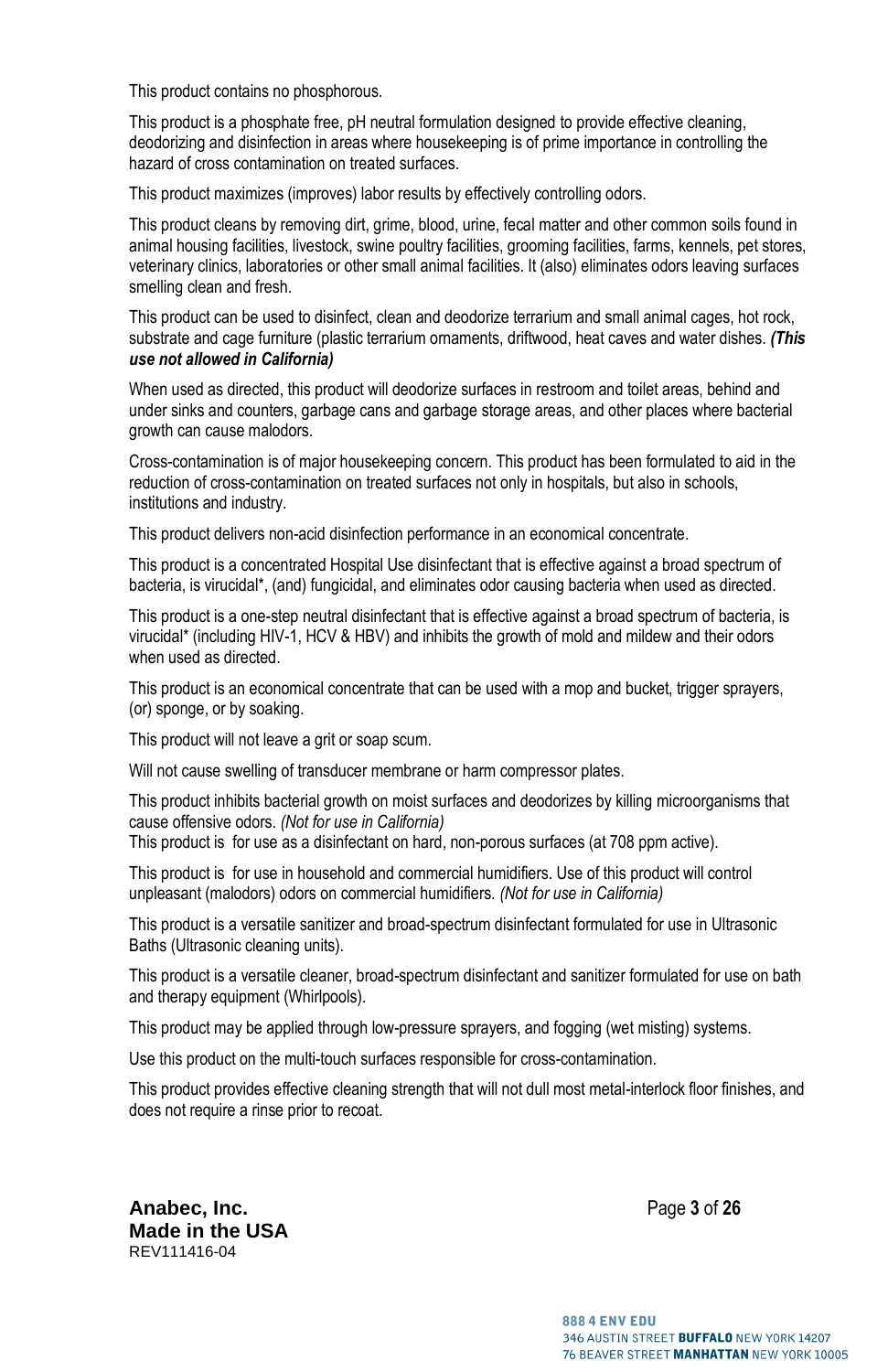This product contains no phosphorous.

This product is a phosphate free, pH neutral formulation designed to provide effective cleaning, deodorizing and disinfection in areas where housekeeping is of prime importance in controlling the hazard of cross contamination on treated surfaces.

This product maximizes (improves) labor results by effectively controlling odors.

This product cleans by removing dirt, grime, blood, urine, fecal matter and other common soils found in animal housing facilities, livestock, swine poultry facilities, grooming facilities, farms, kennels, pet stores, veterinary clinics, laboratories or other small animal facilities. It (also) eliminates odors leaving surfaces smelling clean and fresh.

This product can be used to disinfect, clean and deodorize terrarium and small animal cages, hot rock, substrate and cage furniture (plastic terrarium ornaments, driftwood, heat caves and water dishes. ***(This use not allowed in California)***

When used as directed, this product will deodorize surfaces in restroom and toilet areas, behind and under sinks and counters, garbage cans and garbage storage areas, and other places where bacterial growth can cause malodors.

Cross-contamination is of major housekeeping concern. This product has been formulated to aid in the reduction of cross-contamination on treated surfaces not only in hospitals, but also in schools, institutions and industry.

This product delivers non-acid disinfection performance in an economical concentrate.

This product is a concentrated Hospital Use disinfectant that is effective against a broad spectrum of bacteria, is virucidal*, (and) fungicidal, and eliminates odor causing bacteria when used as directed.

This product is a one-step neutral disinfectant that is effective against a broad spectrum of bacteria, is virucidal* (including HIV-1, HCV & HBV) and inhibits the growth of mold and mildew and their odors when used as directed.

This product is an economical concentrate that can be used with a mop and bucket, trigger sprayers, (or) sponge, or by soaking.

This product will not leave a grit or soap scum.

Will not cause swelling of transducer membrane or harm compressor plates.

This product inhibits bacterial growth on moist surfaces and deodorizes by killing microorganisms that cause offensive odors. *(Not for use in California)*
This product is for use as a disinfectant on hard, non-porous surfaces (at 708 ppm active).

This product is for use in household and commercial humidifiers. Use of this product will control unpleasant (malodors) odors on commercial humidifiers. *(Not for use in California)*

This product is a versatile sanitizer and broad-spectrum disinfectant formulated for use in Ultrasonic Baths (Ultrasonic cleaning units).

This product is a versatile cleaner, broad-spectrum disinfectant and sanitizer formulated for use on bath and therapy equipment (Whirlpools).

This product may be applied through low-pressure sprayers, and fogging (wet misting) systems.

Use this product on the multi-touch surfaces responsible for cross-contamination.

This product provides effective cleaning strength that will not dull most metal-interlock floor finishes, and does not require a rinse prior to recoat.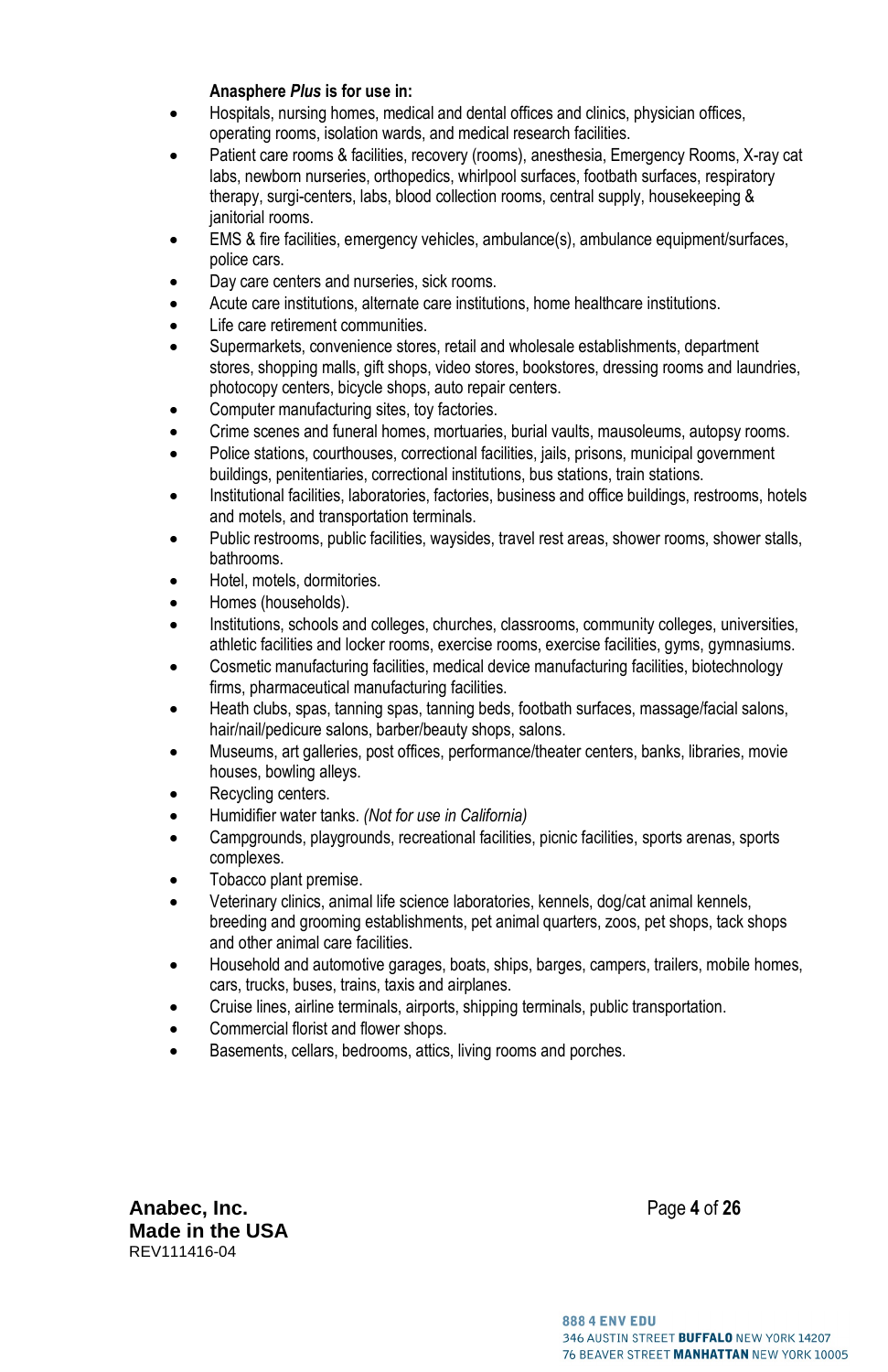**Anasphere *Plus* is for use in:**

- Hospitals, nursing homes, medical and dental offices and clinics, physician offices, operating rooms, isolation wards, and medical research facilities.
- Patient care rooms & facilities, recovery (rooms), anesthesia, Emergency Rooms, X-ray cat labs, newborn nurseries, orthopedics, whirlpool surfaces, footbath surfaces, respiratory therapy, surgi-centers, labs, blood collection rooms, central supply, housekeeping & janitorial rooms.
- EMS & fire facilities, emergency vehicles, ambulance(s), ambulance equipment/surfaces, police cars.
- Day care centers and nurseries, sick rooms.
- Acute care institutions, alternate care institutions, home healthcare institutions.
- Life care retirement communities.
- Supermarkets, convenience stores, retail and wholesale establishments, department stores, shopping malls, gift shops, video stores, bookstores, dressing rooms and laundries, photocopy centers, bicycle shops, auto repair centers.
- Computer manufacturing sites, toy factories.
- Crime scenes and funeral homes, mortuaries, burial vaults, mausoleums, autopsy rooms.
- Police stations, courthouses, correctional facilities, jails, prisons, municipal government buildings, penitentiaries, correctional institutions, bus stations, train stations.
- Institutional facilities, laboratories, factories, business and office buildings, restrooms, hotels and motels, and transportation terminals.
- Public restrooms, public facilities, waysides, travel rest areas, shower rooms, shower stalls, bathrooms.
- Hotel, motels, dormitories.
- Homes (households).
- Institutions, schools and colleges, churches, classrooms, community colleges, universities, athletic facilities and locker rooms, exercise rooms, exercise facilities, gyms, gymnasiums.
- Cosmetic manufacturing facilities, medical device manufacturing facilities, biotechnology firms, pharmaceutical manufacturing facilities.
- Heath clubs, spas, tanning spas, tanning beds, footbath surfaces, massage/facial salons, hair/nail/pedicure salons, barber/beauty shops, salons.
- Museums, art galleries, post offices, performance/theater centers, banks, libraries, movie houses, bowling alleys.
- Recycling centers.
- Humidifier water tanks. *(Not for use in California)*
- Campgrounds, playgrounds, recreational facilities, picnic facilities, sports arenas, sports complexes.
- Tobacco plant premise.
- Veterinary clinics, animal life science laboratories, kennels, dog/cat animal kennels, breeding and grooming establishments, pet animal quarters, zoos, pet shops, tack shops and other animal care facilities.
- Household and automotive garages, boats, ships, barges, campers, trailers, mobile homes, cars, trucks, buses, trains, taxis and airplanes.
- Cruise lines, airline terminals, airports, shipping terminals, public transportation.
- Commercial florist and flower shops.
- Basements, cellars, bedrooms, attics, living rooms and porches.

**Anabec, Inc.**
**Made in the USA**
REV111416-04

888 4 ENV EDU
346 AUSTIN STREET **BUFFALO** NEW YORK 14207
76 BEAVER STREET **MANHATTAN** NEW YORK 10005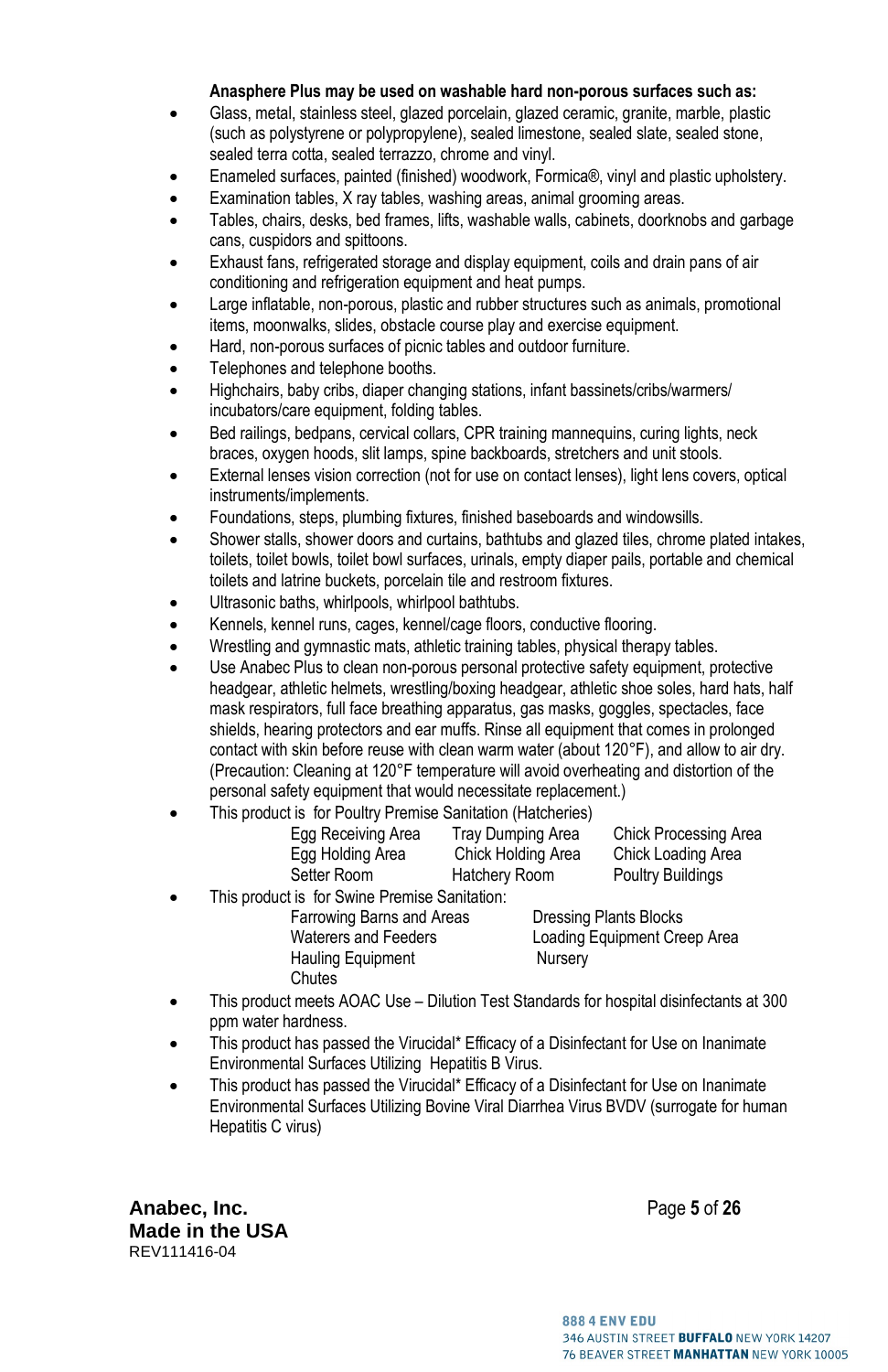**Anasphere Plus may be used on washable hard non-porous surfaces such as:**

- Glass, metal, stainless steel, glazed porcelain, glazed ceramic, granite, marble, plastic (such as polystyrene or polypropylene), sealed limestone, sealed slate, sealed stone, sealed terra cotta, sealed terrazzo, chrome and vinyl.
- Enameled surfaces, painted (finished) woodwork, Formica®, vinyl and plastic upholstery.
- Examination tables, X ray tables, washing areas, animal grooming areas.
- Tables, chairs, desks, bed frames, lifts, washable walls, cabinets, doorknobs and garbage cans, cuspidors and spittoons.
- Exhaust fans, refrigerated storage and display equipment, coils and drain pans of air conditioning and refrigeration equipment and heat pumps.
- Large inflatable, non-porous, plastic and rubber structures such as animals, promotional items, moonwalks, slides, obstacle course play and exercise equipment.
- Hard, non-porous surfaces of picnic tables and outdoor furniture.
- Telephones and telephone booths.
- Highchairs, baby cribs, diaper changing stations, infant bassinets/cribs/warmers/ incubators/care equipment, folding tables.
- Bed railings, bedpans, cervical collars, CPR training mannequins, curing lights, neck braces, oxygen hoods, slit lamps, spine backboards, stretchers and unit stools.
- External lenses vision correction (not for use on contact lenses), light lens covers, optical instruments/implements.
- Foundations, steps, plumbing fixtures, finished baseboards and windowsills.
- Shower stalls, shower doors and curtains, bathtubs and glazed tiles, chrome plated intakes, toilets, toilet bowls, toilet bowl surfaces, urinals, empty diaper pails, portable and chemical toilets and latrine buckets, porcelain tile and restroom fixtures.
- Ultrasonic baths, whirlpools, whirlpool bathtubs.
- Kennels, kennel runs, cages, kennel/cage floors, conductive flooring.
- Wrestling and gymnastic mats, athletic training tables, physical therapy tables.
- Use Anabec Plus to clean non-porous personal protective safety equipment, protective headgear, athletic helmets, wrestling/boxing headgear, athletic shoe soles, hard hats, half mask respirators, full face breathing apparatus, gas masks, goggles, spectacles, face shields, hearing protectors and ear muffs. Rinse all equipment that comes in prolonged contact with skin before reuse with clean warm water (about 120°F), and allow to air dry. (Precaution: Cleaning at 120°F temperature will avoid overheating and distortion of the personal safety equipment that would necessitate replacement.)
- This product is for Poultry Premise Sanitation (Hatcheries)

| | | |
|---|---|---|
| Egg Receiving Area | Tray Dumping Area | Chick Processing Area |
| Egg Holding Area | Chick Holding Area | Chick Loading Area |
| Setter Room | Hatchery Room | Poultry Buildings |

- This product is for Swine Premise Sanitation:

| | |
|---|---|
| Farrowing Barns and Areas | Dressing Plants Blocks |
| Waterers and Feeders | Loading Equipment Creep Area |
| Hauling Equipment | Nursery |
| Chutes | |

- This product meets AOAC Use – Dilution Test Standards for hospital disinfectants at 300 ppm water hardness.
- This product has passed the Virucidal* Efficacy of a Disinfectant for Use on Inanimate Environmental Surfaces Utilizing Hepatitis B Virus.
- This product has passed the Virucidal* Efficacy of a Disinfectant for Use on Inanimate Environmental Surfaces Utilizing Bovine Viral Diarrhea Virus BVDV (surrogate for human Hepatitis C virus)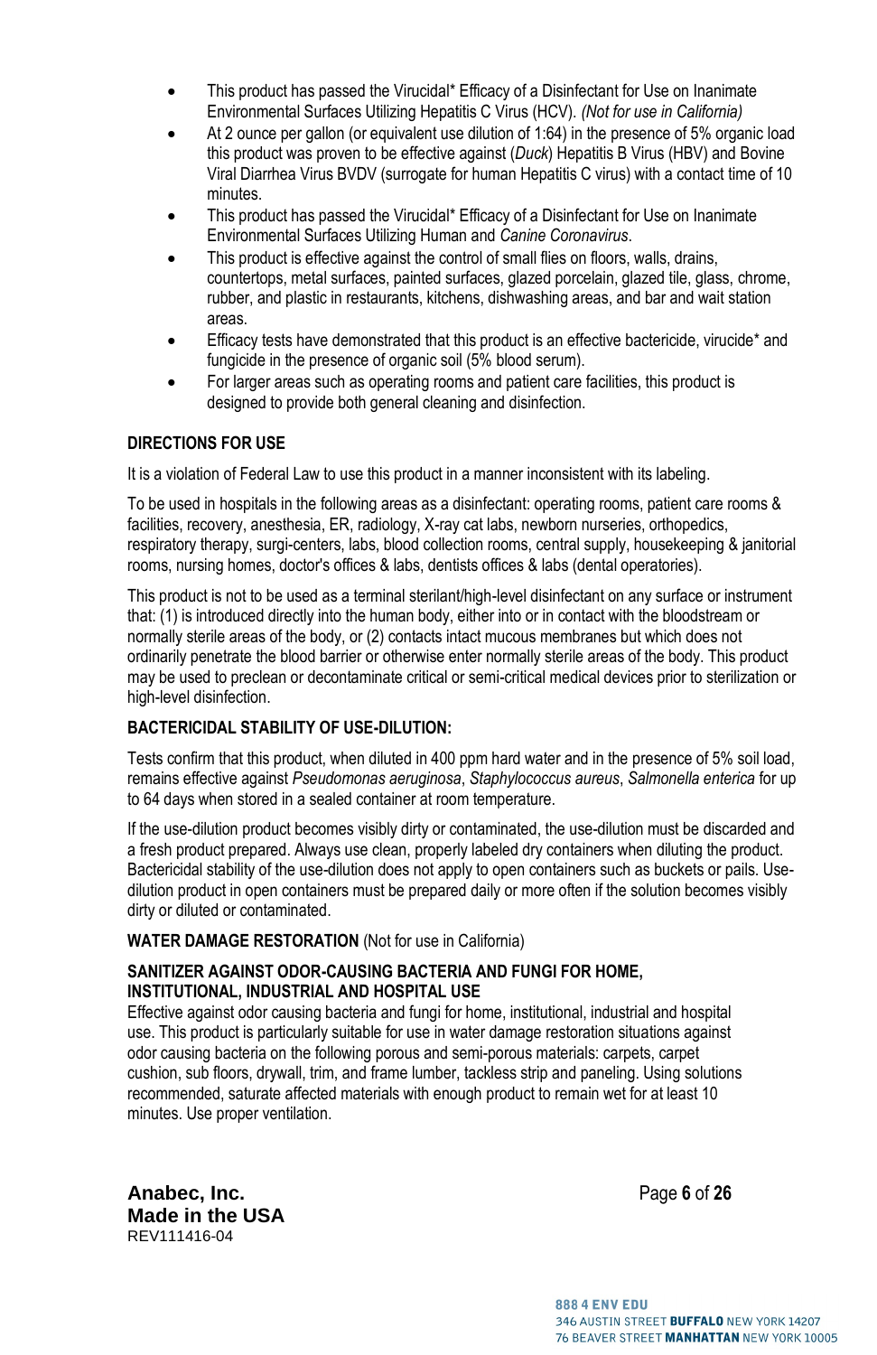- This product has passed the Virucidal* Efficacy of a Disinfectant for Use on Inanimate Environmental Surfaces Utilizing Hepatitis C Virus (HCV). *(Not for use in California)*
- At 2 ounce per gallon (or equivalent use dilution of 1:64) in the presence of 5% organic load this product was proven to be effective against (*Duck*) Hepatitis B Virus (HBV) and Bovine Viral Diarrhea Virus BVDV (surrogate for human Hepatitis C virus) with a contact time of 10 minutes.
- This product has passed the Virucidal* Efficacy of a Disinfectant for Use on Inanimate Environmental Surfaces Utilizing Human and *Canine Coronavirus*.
- This product is effective against the control of small flies on floors, walls, drains, countertops, metal surfaces, painted surfaces, glazed porcelain, glazed tile, glass, chrome, rubber, and plastic in restaurants, kitchens, dishwashing areas, and bar and wait station areas.
- Efficacy tests have demonstrated that this product is an effective bactericide, virucide* and fungicide in the presence of organic soil (5% blood serum).
- For larger areas such as operating rooms and patient care facilities, this product is designed to provide both general cleaning and disinfection.

## DIRECTIONS FOR USE

It is a violation of Federal Law to use this product in a manner inconsistent with its labeling.

To be used in hospitals in the following areas as a disinfectant: operating rooms, patient care rooms & facilities, recovery, anesthesia, ER, radiology, X-ray cat labs, newborn nurseries, orthopedics, respiratory therapy, surgi-centers, labs, blood collection rooms, central supply, housekeeping & janitorial rooms, nursing homes, doctor's offices & labs, dentists offices & labs (dental operatories).

This product is not to be used as a terminal sterilant/high-level disinfectant on any surface or instrument that: (1) is introduced directly into the human body, either into or in contact with the bloodstream or normally sterile areas of the body, or (2) contacts intact mucous membranes but which does not ordinarily penetrate the blood barrier or otherwise enter normally sterile areas of the body. This product may be used to preclean or decontaminate critical or semi-critical medical devices prior to sterilization or high-level disinfection.

## BACTERICIDAL STABILITY OF USE-DILUTION:

Tests confirm that this product, when diluted in 400 ppm hard water and in the presence of 5% soil load, remains effective against *Pseudomonas aeruginosa*, *Staphylococcus aureus*, *Salmonella enterica* for up to 64 days when stored in a sealed container at room temperature.

If the use-dilution product becomes visibly dirty or contaminated, the use-dilution must be discarded and a fresh product prepared. Always use clean, properly labeled dry containers when diluting the product. Bactericidal stability of the use-dilution does not apply to open containers such as buckets or pails. Use-dilution product in open containers must be prepared daily or more often if the solution becomes visibly dirty or diluted or contaminated.

## WATER DAMAGE RESTORATION (Not for use in California)

## SANITIZER AGAINST ODOR-CAUSING BACTERIA AND FUNGI FOR HOME, INSTITUTIONAL, INDUSTRIAL AND HOSPITAL USE

Effective against odor causing bacteria and fungi for home, institutional, industrial and hospital use. This product is particularly suitable for use in water damage restoration situations against odor causing bacteria on the following porous and semi-porous materials: carpets, carpet cushion, sub floors, drywall, trim, and frame lumber, tackless strip and paneling. Using solutions recommended, saturate affected materials with enough product to remain wet for at least 10 minutes. Use proper ventilation.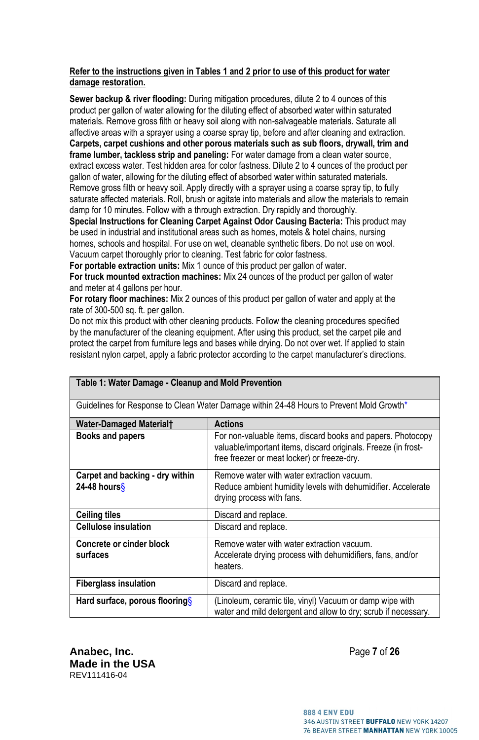**Refer to the instructions given in Tables 1 and 2 prior to use of this product for water damage restoration.**

**Sewer backup & river flooding:** During mitigation procedures, dilute 2 to 4 ounces of this product per gallon of water allowing for the diluting effect of absorbed water within saturated materials. Remove gross filth or heavy soil along with non-salvageable materials. Saturate all affective areas with a sprayer using a coarse spray tip, before and after cleaning and extraction.
**Carpets, carpet cushions and other porous materials such as sub floors, drywall, trim and frame lumber, tackless strip and paneling:** For water damage from a clean water source, extract excess water. Test hidden area for color fastness. Dilute 2 to 4 ounces of the product per gallon of water, allowing for the diluting effect of absorbed water within saturated materials. Remove gross filth or heavy soil. Apply directly with a sprayer using a coarse spray tip, to fully saturate affected materials. Roll, brush or agitate into materials and allow the materials to remain damp for 10 minutes. Follow with a through extraction. Dry rapidly and thoroughly.
**Special Instructions for Cleaning Carpet Against Odor Causing Bacteria:** This product may be used in industrial and institutional areas such as homes, motels & hotel chains, nursing homes, schools and hospital. For use on wet, cleanable synthetic fibers. Do not use on wool. Vacuum carpet thoroughly prior to cleaning. Test fabric for color fastness.
**For portable extraction units:** Mix 1 ounce of this product per gallon of water.
**For truck mounted extraction machines:** Mix 24 ounces of the product per gallon of water and meter at 4 gallons per hour.
**For rotary floor machines:** Mix 2 ounces of this product per gallon of water and apply at the rate of 300-500 sq. ft. per gallon.
Do not mix this product with other cleaning products. Follow the cleaning procedures specified by the manufacturer of the cleaning equipment. After using this product, set the carpet pile and protect the carpet from furniture legs and bases while drying. Do not over wet. If applied to stain resistant nylon carpet, apply a fabric protector according to the carpet manufacturer's directions.

**Table 1: Water Damage - Cleanup and Mold Prevention**

Guidelines for Response to Clean Water Damage within 24-48 Hours to Prevent Mold Growth*

| Water-Damaged Material† | Actions |
|---|---|
| **Books and papers** | For non-valuable items, discard books and papers. Photocopy valuable/important items, discard originals. Freeze (in frost-free freezer or meat locker) or freeze-dry. |
| **Carpet and backing - dry within 24-48 hours§** | Remove water with water extraction vacuum. Reduce ambient humidity levels with dehumidifier. Accelerate drying process with fans. |
| **Ceiling tiles** | Discard and replace. |
| **Cellulose insulation** | Discard and replace. |
| **Concrete or cinder block surfaces** | Remove water with water extraction vacuum. Accelerate drying process with dehumidifiers, fans, and/or heaters. |
| **Fiberglass insulation** | Discard and replace. |
| **Hard surface, porous flooring§** | (Linoleum, ceramic tile, vinyl) Vacuum or damp wipe with water and mild detergent and allow to dry; scrub if necessary. |

**Anabec, Inc.**
**Made in the USA**
REV111416-04

888 4 ENV EDU
346 AUSTIN STREET **BUFFALO** NEW YORK 14207
76 BEAVER STREET **MANHATTAN** NEW YORK 10005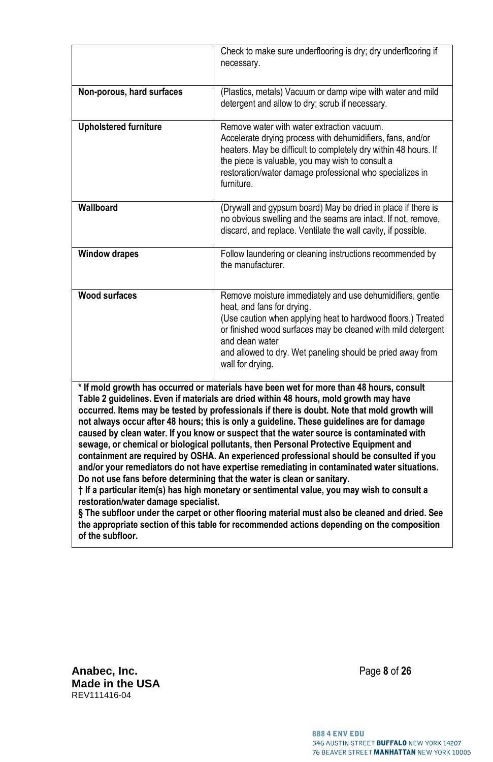| | |
|---|---|
| | Check to make sure underflooring is dry; dry underflooring if necessary. |
| **Non-porous, hard surfaces** | (Plastics, metals) Vacuum or damp wipe with water and mild detergent and allow to dry; scrub if necessary. |
| **Upholstered furniture** | Remove water with water extraction vacuum.<br>Accelerate drying process with dehumidifiers, fans, and/or heaters. May be difficult to completely dry within 48 hours. If the piece is valuable, you may wish to consult a restoration/water damage professional who specializes in furniture. |
| **Wallboard** | (Drywall and gypsum board) May be dried in place if there is no obvious swelling and the seams are intact. If not, remove, discard, and replace. Ventilate the wall cavity, if possible. |
| **Window drapes** | Follow laundering or cleaning instructions recommended by the manufacturer. |
| **Wood surfaces** | Remove moisture immediately and use dehumidifiers, gentle heat, and fans for drying.<br>(Use caution when applying heat to hardwood floors.) Treated or finished wood surfaces may be cleaned with mild detergent and clean water<br>and allowed to dry. Wet paneling should be pried away from wall for drying. |

**\* If mold growth has occurred or materials have been wet for more than 48 hours, consult Table 2 guidelines. Even if materials are dried within 48 hours, mold growth may have occurred. Items may be tested by professionals if there is doubt. Note that mold growth will not always occur after 48 hours; this is only a guideline. These guidelines are for damage caused by clean water. If you know or suspect that the water source is contaminated with sewage, or chemical or biological pollutants, then Personal Protective Equipment and containment are required by OSHA. An experienced professional should be consulted if you and/or your remediators do not have expertise remediating in contaminated water situations. Do not use fans before determining that the water is clean or sanitary.**

**† If a particular item(s) has high monetary or sentimental value, you may wish to consult a restoration/water damage specialist.**

**§ The subfloor under the carpet or other flooring material must also be cleaned and dried. See the appropriate section of this table for recommended actions depending on the composition of the subfloor.**

**Anabec, Inc.**
**Made in the USA**
REV111416-04

888 4 ENV EDU
346 AUSTIN STREET **BUFFALO** NEW YORK 14207
76 BEAVER STREET **MANHATTAN** NEW YORK 10005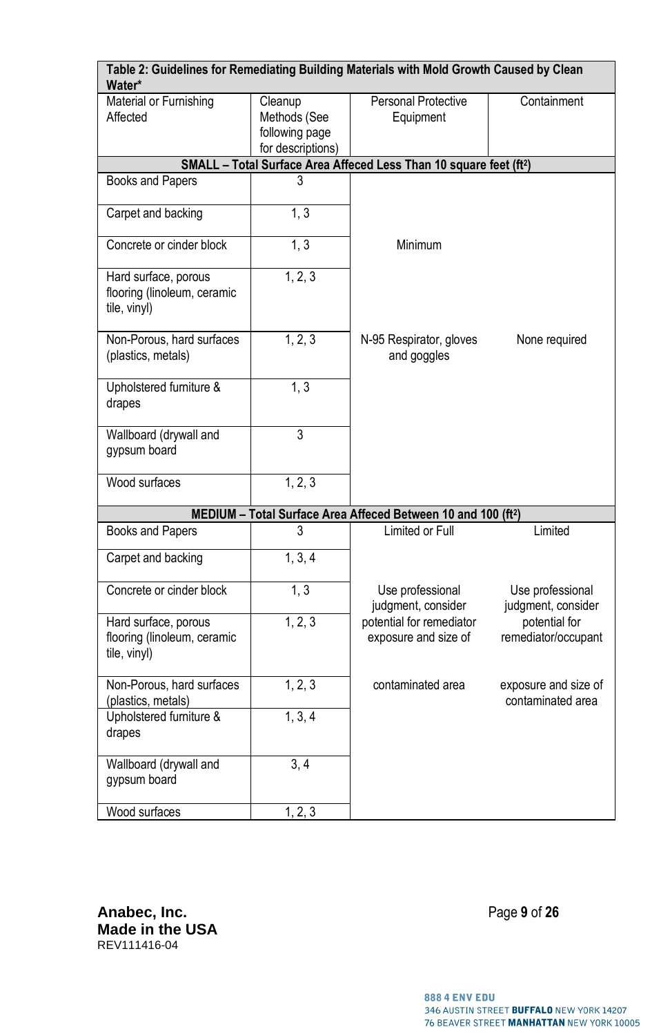| Table 2: Guidelines for Remediating Building Materials with Mold Growth Caused by Clean Water* | | | |
|---|---|---|---|
| Material or Furnishing Affected | Cleanup Methods (See following page for descriptions) | Personal Protective Equipment | Containment |
| **SMALL – Total Surface Area Affeced Less Than 10 square feet (ft²)** | | | |
| Books and Papers | 3 | Minimum<br><br>N-95 Respirator, gloves and goggles | None required |
| Carpet and backing | 1, 3 | | |
| Concrete or cinder block | 1, 3 | | |
| Hard surface, porous flooring (linoleum, ceramic tile, vinyl) | 1, 2, 3 | | |
| Non-Porous, hard surfaces (plastics, metals) | 1, 2, 3 | | |
| Upholstered furniture & drapes | 1, 3 | | |
| Wallboard (drywall and gypsum board | 3 | | |
| Wood surfaces | 1, 2, 3 | | |
| **MEDIUM – Total Surface Area Affeced Between 10 and 100 (ft²)** | | | |
| Books and Papers | 3 | Limited or Full<br><br>Use professional judgment, consider potential for remediator exposure and size of contaminated area | Limited<br><br>Use professional judgment, consider potential for remediator/occupant exposure and size of contaminated area |
| Carpet and backing | 1, 3, 4 | | |
| Concrete or cinder block | 1, 3 | | |
| Hard surface, porous flooring (linoleum, ceramic tile, vinyl) | 1, 2, 3 | | |
| Non-Porous, hard surfaces (plastics, metals) | 1, 2, 3 | | |
| Upholstered furniture & drapes | 1, 3, 4 | | |
| Wallboard (drywall and gypsum board | 3, 4 | | |
| Wood surfaces | 1, 2, 3 | | |

**Anabec, Inc.**
**Made in the USA**
REV111416-04

888 4 ENV EDU
346 AUSTIN STREET **BUFFALO** NEW YORK 14207
76 BEAVER STREET **MANHATTAN** NEW YORK 10005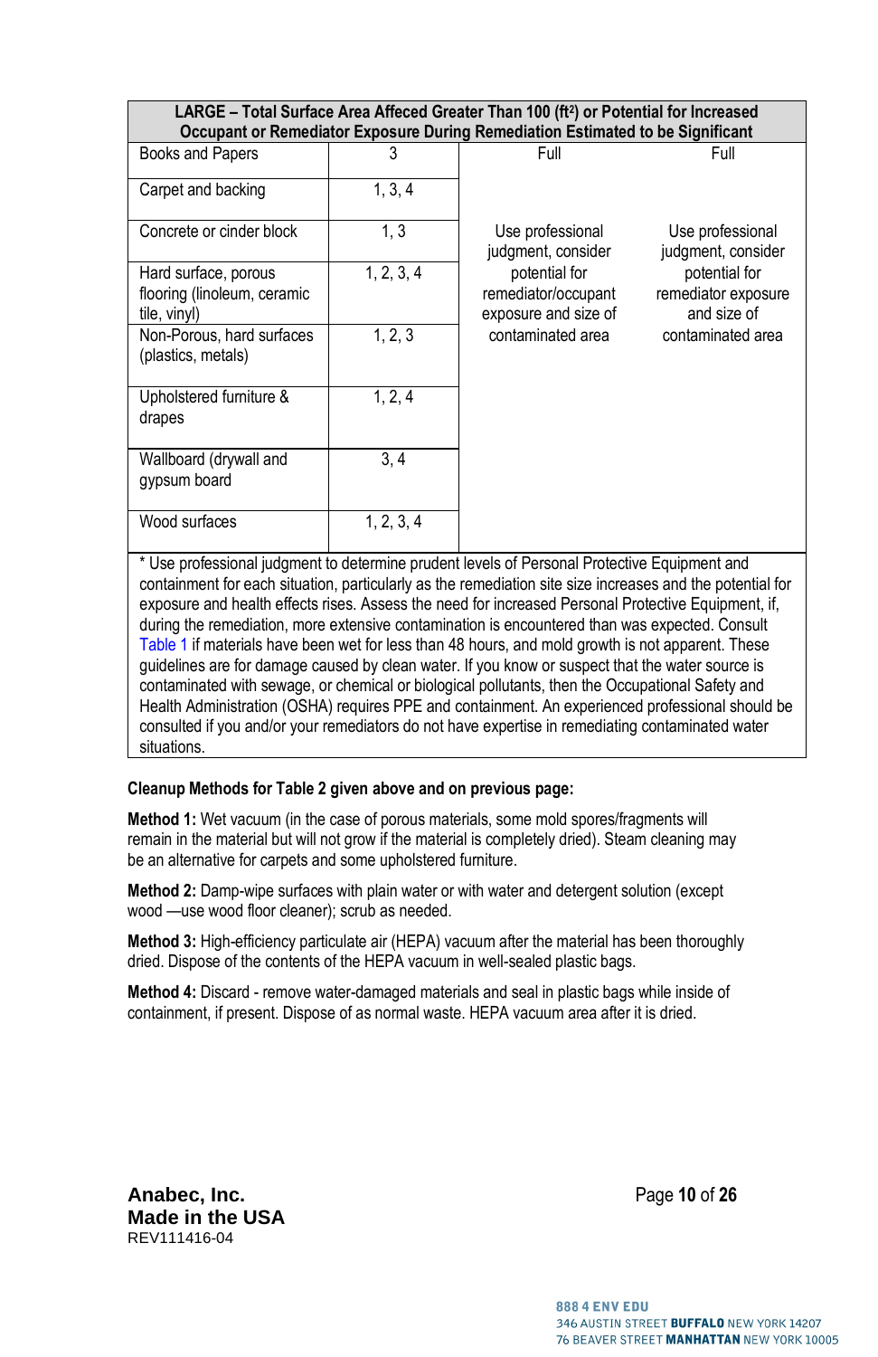| LARGE – Total Surface Area Affected Greater Than 100 ($ft^2$) or Potential for Increased Occupant or Remediator Exposure During Remediation Estimated to be Significant | | | |
|---|---|---|---|
| Books and Papers | 3 | Full | Full |
| Carpet and backing | 1, 3, 4 | Use professional judgment, consider potential for remediator/occupant exposure and size of contaminated area | Use professional judgment, consider potential for remediator exposure and size of contaminated area |
| Concrete or cinder block | 1, 3 | | |
| Hard surface, porous flooring (linoleum, ceramic tile, vinyl) | 1, 2, 3, 4 | | |
| Non-Porous, hard surfaces (plastics, metals) | 1, 2, 3 | | |
| Upholstered furniture & drapes | 1, 2, 4 | | |
| Wallboard (drywall and gypsum board | 3, 4 | | |
| Wood surfaces | 1, 2, 3, 4 | | |
| * Use professional judgment to determine prudent levels of Personal Protective Equipment and containment for each situation, particularly as the remediation site size increases and the potential for exposure and health effects rises. Assess the need for increased Personal Protective Equipment, if, during the remediation, more extensive contamination is encountered than was expected. Consult Table 1 if materials have been wet for less than 48 hours, and mold growth is not apparent. These guidelines are for damage caused by clean water. If you know or suspect that the water source is contaminated with sewage, or chemical or biological pollutants, then the Occupational Safety and Health Administration (OSHA) requires PPE and containment. An experienced professional should be consulted if you and/or your remediators do not have expertise in remediating contaminated water situations. | | | |

**Cleanup Methods for Table 2 given above and on previous page:**

**Method 1:** Wet vacuum (in the case of porous materials, some mold spores/fragments will remain in the material but will not grow if the material is completely dried). Steam cleaning may be an alternative for carpets and some upholstered furniture.

**Method 2:** Damp-wipe surfaces with plain water or with water and detergent solution (except wood —use wood floor cleaner); scrub as needed.

**Method 3:** High-efficiency particulate air (HEPA) vacuum after the material has been thoroughly dried. Dispose of the contents of the HEPA vacuum in well-sealed plastic bags.

**Method 4:** Discard - remove water-damaged materials and seal in plastic bags while inside of containment, if present. Dispose of as normal waste. HEPA vacuum area after it is dried.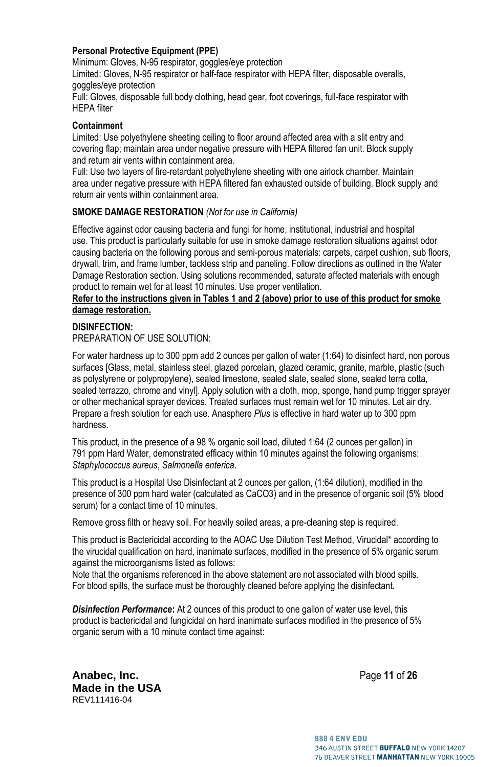**Personal Protective Equipment (PPE)**
Minimum: Gloves, N-95 respirator, goggles/eye protection
Limited: Gloves, N-95 respirator or half-face respirator with HEPA filter, disposable overalls, goggles/eye protection
Full: Gloves, disposable full body clothing, head gear, foot coverings, full-face respirator with HEPA filter

**Containment**
Limited: Use polyethylene sheeting ceiling to floor around affected area with a slit entry and covering flap; maintain area under negative pressure with HEPA filtered fan unit. Block supply and return air vents within containment area.
Full: Use two layers of fire-retardant polyethylene sheeting with one airlock chamber. Maintain area under negative pressure with HEPA filtered fan exhausted outside of building. Block supply and return air vents within containment area.

**SMOKE DAMAGE RESTORATION** *(Not for use in California)*

Effective against odor causing bacteria and fungi for home, institutional, industrial and hospital use. This product is particularly suitable for use in smoke damage restoration situations against odor causing bacteria on the following porous and semi-porous materials: carpets, carpet cushion, sub floors, drywall, trim, and frame lumber, tackless strip and paneling. Follow directions as outlined in the Water Damage Restoration section. Using solutions recommended, saturate affected materials with enough product to remain wet for at least 10 minutes. Use proper ventilation.
<u>**Refer to the instructions given in Tables 1 and 2 (above) prior to use of this product for smoke damage restoration.**</u>

**DISINFECTION:**
PREPARATION OF USE SOLUTION:

For water hardness up to 300 ppm add 2 ounces per gallon of water (1:64) to disinfect hard, non porous surfaces [Glass, metal, stainless steel, glazed porcelain, glazed ceramic, granite, marble, plastic (such as polystyrene or polypropylene), sealed limestone, sealed slate, sealed stone, sealed terra cotta, sealed terrazzo, chrome and vinyl]. Apply solution with a cloth, mop, sponge, hand pump trigger sprayer or other mechanical sprayer devices. Treated surfaces must remain wet for 10 minutes. Let air dry. Prepare a fresh solution for each use. Anasphere *Plus* is effective in hard water up to 300 ppm hardness.

This product, in the presence of a 98 % organic soil load, diluted 1:64 (2 ounces per gallon) in 791 ppm Hard Water, demonstrated efficacy within 10 minutes against the following organisms: *Staphylococcus aureus*, *Salmonella enterica*.

This product is a Hospital Use Disinfectant at 2 ounces per gallon, (1:64 dilution), modified in the presence of 300 ppm hard water (calculated as $CaCO_3$) and in the presence of organic soil (5% blood serum) for a contact time of 10 minutes.

Remove gross filth or heavy soil. For heavily soiled areas, a pre-cleaning step is required.

This product is Bactericidal according to the AOAC Use Dilution Test Method, Virucidal* according to the virucidal qualification on hard, inanimate surfaces, modified in the presence of 5% organic serum against the microorganisms listed as follows:
Note that the organisms referenced in the above statement are not associated with blood spills. For blood spills, the surface must be thoroughly cleaned before applying the disinfectant.

***Disinfection Performance*****:** At 2 ounces of this product to one gallon of water use level, this product is bactericidal and fungicidal on hard inanimate surfaces modified in the presence of 5% organic serum with a 10 minute contact time against:

**Anabec, Inc.**
**Made in the USA**
REV111416-04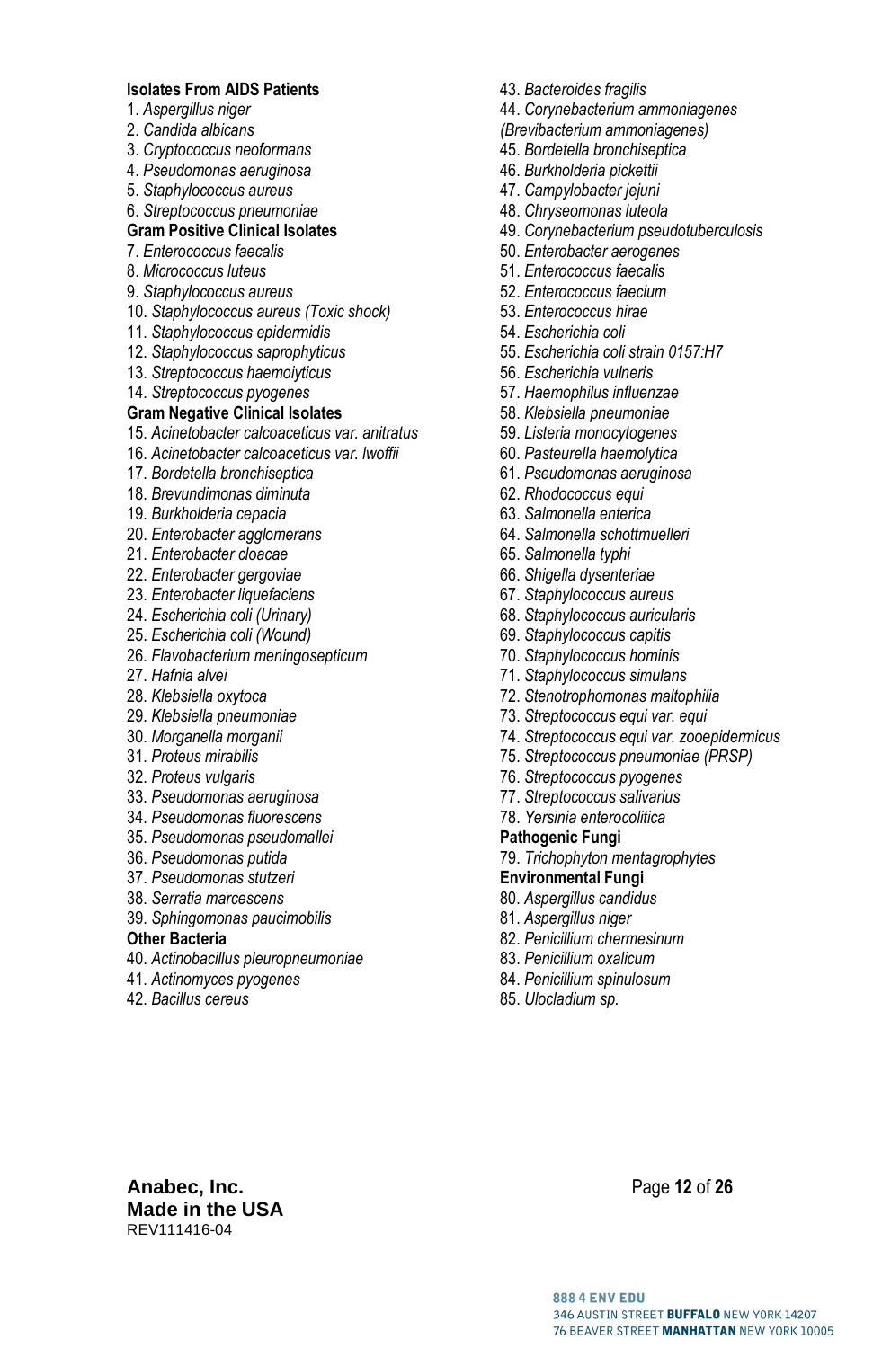**Isolates From AIDS Patients**

1. *Aspergillus niger*
2. *Candida albicans*
3. *Cryptococcus neoformans*
4. *Pseudomonas aeruginosa*
5. *Staphylococcus aureus*
6. *Streptococcus pneumoniae*

**Gram Positive Clinical Isolates**

7. *Enterococcus faecalis*
8. *Micrococcus luteus*
9. *Staphylococcus aureus*
10. *Staphylococcus aureus (Toxic shock)*
11. *Staphylococcus epidermidis*
12. *Staphylococcus saprophyticus*
13. *Streptococcus haemoiyticus*
14. *Streptococcus pyogenes*

**Gram Negative Clinical Isolates**

15. *Acinetobacter calcoaceticus var. anitratus*
16. *Acinetobacter calcoaceticus var. lwoffii*
17. *Bordetella bronchiseptica*
18. *Brevundimonas diminuta*
19. *Burkholderia cepacia*
20. *Enterobacter agglomerans*
21. *Enterobacter cloacae*
22. *Enterobacter gergoviae*
23. *Enterobacter liquefaciens*
24. *Escherichia coli (Urinary)*
25. *Escherichia coli (Wound)*
26. *Flavobacterium meningosepticum*
27. *Hafnia alvei*
28. *Klebsiella oxytoca*
29. *Klebsiella pneumoniae*
30. *Morganella morganii*
31. *Proteus mirabilis*
32. *Proteus vulgaris*
33. *Pseudomonas aeruginosa*
34. *Pseudomonas fluorescens*
35. *Pseudomonas pseudomallei*
36. *Pseudomonas putida*
37. *Pseudomonas stutzeri*
38. *Serratia marcescens*
39. *Sphingomonas paucimobilis*

**Other Bacteria**

40. *Actinobacillus pleuropneumoniae*
41. *Actinomyces pyogenes*
42. *Bacillus cereus*
43. *Bacteroides fragilis*
44. *Corynebacterium ammoniagenes (Brevibacterium ammoniagenes)*
45. *Bordetella bronchiseptica*
46. *Burkholderia pickettii*
47. *Campylobacter jejuni*
48. *Chryseomonas luteola*
49. *Corynebacterium pseudotuberculosis*
50. *Enterobacter aerogenes*
51. *Enterococcus faecalis*
52. *Enterococcus faecium*
53. *Enterococcus hirae*
54. *Escherichia coli*
55. *Escherichia coli strain 0157:H7*
56. *Escherichia vulneris*
57. *Haemophilus influenzae*
58. *Klebsiella pneumoniae*
59. *Listeria monocytogenes*
60. *Pasteurella haemolytica*
61. *Pseudomonas aeruginosa*
62. *Rhodococcus equi*
63. *Salmonella enterica*
64. *Salmonella schottmuelleri*
65. *Salmonella typhi*
66. *Shigella dysenteriae*
67. *Staphylococcus aureus*
68. *Staphylococcus auricularis*
69. *Staphylococcus capitis*
70. *Staphylococcus hominis*
71. *Staphylococcus simulans*
72. *Stenotrophomonas maltophilia*
73. *Streptococcus equi var. equi*
74. *Streptococcus equi var. zooepidermicus*
75. *Streptococcus pneumoniae (PRSP)*
76. *Streptococcus pyogenes*
77. *Streptococcus salivarius*
78. *Yersinia enterocolitica*

**Pathogenic Fungi**

79. *Trichophyton mentagrophytes*

**Environmental Fungi**

80. *Aspergillus candidus*
81. *Aspergillus niger*
82. *Penicillium chermesinum*
83. *Penicillium oxalicum*
84. *Penicillium spinulosum*
85. *Ulocladium sp.*

**Anabec, Inc.**
**Made in the USA**
REV111416-04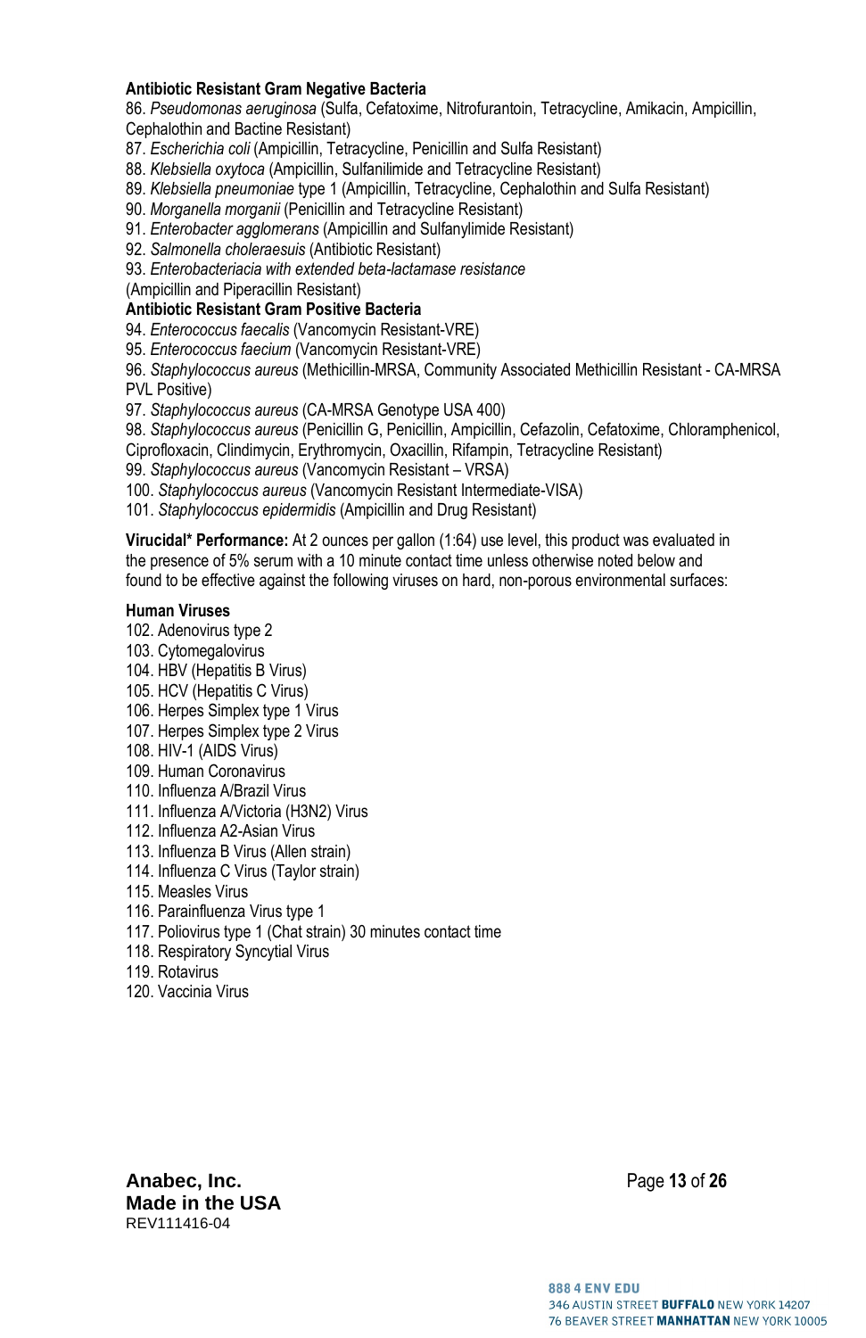**Antibiotic Resistant Gram Negative Bacteria**

86. *Pseudomonas aeruginosa* (Sulfa, Cefatoxime, Nitrofurantoin, Tetracycline, Amikacin, Ampicillin, Cephalothin and Bactine Resistant)
87. *Escherichia coli* (Ampicillin, Tetracycline, Penicillin and Sulfa Resistant)
88. *Klebsiella oxytoca* (Ampicillin, Sulfanilimide and Tetracycline Resistant)
89. *Klebsiella pneumoniae* type 1 (Ampicillin, Tetracycline, Cephalothin and Sulfa Resistant)
90. *Morganella morganii* (Penicillin and Tetracycline Resistant)
91. *Enterobacter agglomerans* (Ampicillin and Sulfanylimide Resistant)
92. *Salmonella choleraesuis* (Antibiotic Resistant)
93. *Enterobacteriacia with extended beta-lactamase resistance* (Ampicillin and Piperacillin Resistant)

**Antibiotic Resistant Gram Positive Bacteria**

94. *Enterococcus faecalis* (Vancomycin Resistant-VRE)
95. *Enterococcus faecium* (Vancomycin Resistant-VRE)
96. *Staphylococcus aureus* (Methicillin-MRSA, Community Associated Methicillin Resistant - CA-MRSA PVL Positive)
97. *Staphylococcus aureus* (CA-MRSA Genotype USA 400)
98. *Staphylococcus aureus* (Penicillin G, Penicillin, Ampicillin, Cefazolin, Cefatoxime, Chloramphenicol, Ciprofloxacin, Clindimycin, Erythromycin, Oxacillin, Rifampin, Tetracycline Resistant)
99. *Staphylococcus aureus* (Vancomycin Resistant – VRSA)
100. *Staphylococcus aureus* (Vancomycin Resistant Intermediate-VISA)
101. *Staphylococcus epidermidis* (Ampicillin and Drug Resistant)

**Virucidal* Performance:** At 2 ounces per gallon (1:64) use level, this product was evaluated in the presence of 5% serum with a 10 minute contact time unless otherwise noted below and found to be effective against the following viruses on hard, non-porous environmental surfaces:

**Human Viruses**

102. Adenovirus type 2
103. Cytomegalovirus
104. HBV (Hepatitis B Virus)
105. HCV (Hepatitis C Virus)
106. Herpes Simplex type 1 Virus
107. Herpes Simplex type 2 Virus
108. HIV-1 (AIDS Virus)
109. Human Coronavirus
110. Influenza A/Brazil Virus
111. Influenza A/Victoria (H3N2) Virus
112. Influenza A2-Asian Virus
113. Influenza B Virus (Allen strain)
114. Influenza C Virus (Taylor strain)
115. Measles Virus
116. Parainfluenza Virus type 1
117. Poliovirus type 1 (Chat strain) 30 minutes contact time
118. Respiratory Syncytial Virus
119. Rotavirus
120. Vaccinia Virus

**Anabec, Inc.**
**Made in the USA**
REV111416-04

888 4 ENV EDU
346 AUSTIN STREET **BUFFALO** NEW YORK 14207
76 BEAVER STREET **MANHATTAN** NEW YORK 10005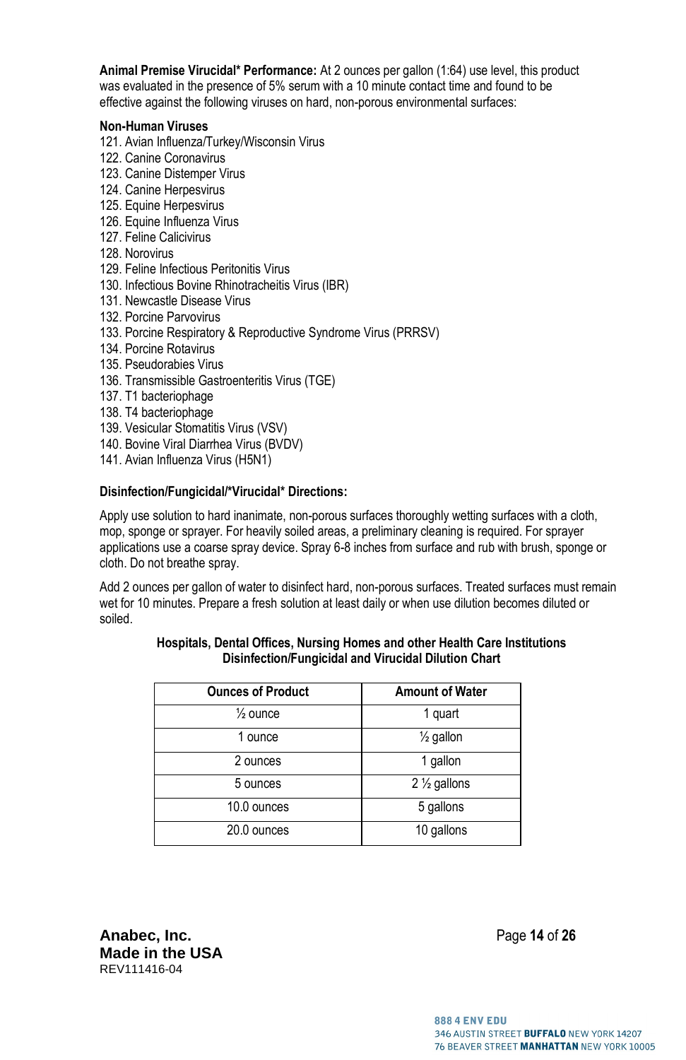**Animal Premise Virucidal* Performance:** At 2 ounces per gallon (1:64) use level, this product was evaluated in the presence of 5% serum with a 10 minute contact time and found to be effective against the following viruses on hard, non-porous environmental surfaces:

**Non-Human Viruses**

121. Avian Influenza/Turkey/Wisconsin Virus
122. Canine Coronavirus
123. Canine Distemper Virus
124. Canine Herpesvirus
125. Equine Herpesvirus
126. Equine Influenza Virus
127. Feline Calicivirus
128. Norovirus
129. Feline Infectious Peritonitis Virus
130. Infectious Bovine Rhinotracheitis Virus (IBR)
131. Newcastle Disease Virus
132. Porcine Parvovirus
133. Porcine Respiratory & Reproductive Syndrome Virus (PRRSV)
134. Porcine Rotavirus
135. Pseudorabies Virus
136. Transmissible Gastroenteritis Virus (TGE)
137. T1 bacteriophage
138. T4 bacteriophage
139. Vesicular Stomatitis Virus (VSV)
140. Bovine Viral Diarrhea Virus (BVDV)
141. Avian Influenza Virus (H5N1)

**Disinfection/Fungicidal/*Virucidal* Directions:**

Apply use solution to hard inanimate, non-porous surfaces thoroughly wetting surfaces with a cloth, mop, sponge or sprayer. For heavily soiled areas, a preliminary cleaning is required. For sprayer applications use a coarse spray device. Spray 6-8 inches from surface and rub with brush, sponge or cloth. Do not breathe spray.

Add 2 ounces per gallon of water to disinfect hard, non-porous surfaces. Treated surfaces must remain wet for 10 minutes. Prepare a fresh solution at least daily or when use dilution becomes diluted or soiled.

**Hospitals, Dental Offices, Nursing Homes and other Health Care Institutions**
**Disinfection/Fungicidal and Virucidal Dilution Chart**

| Ounces of Product | Amount of Water |
|---|---|
| ½ ounce | 1 quart |
| 1 ounce | ½ gallon |
| 2 ounces | 1 gallon |
| 5 ounces | 2 ½ gallons |
| 10.0 ounces | 5 gallons |
| 20.0 ounces | 10 gallons |

**Anabec, Inc.**
**Made in the USA**
REV111416-04

888 4 ENV EDU
346 AUSTIN STREET **BUFFALO** NEW YORK 14207
76 BEAVER STREET **MANHATTAN** NEW YORK 10005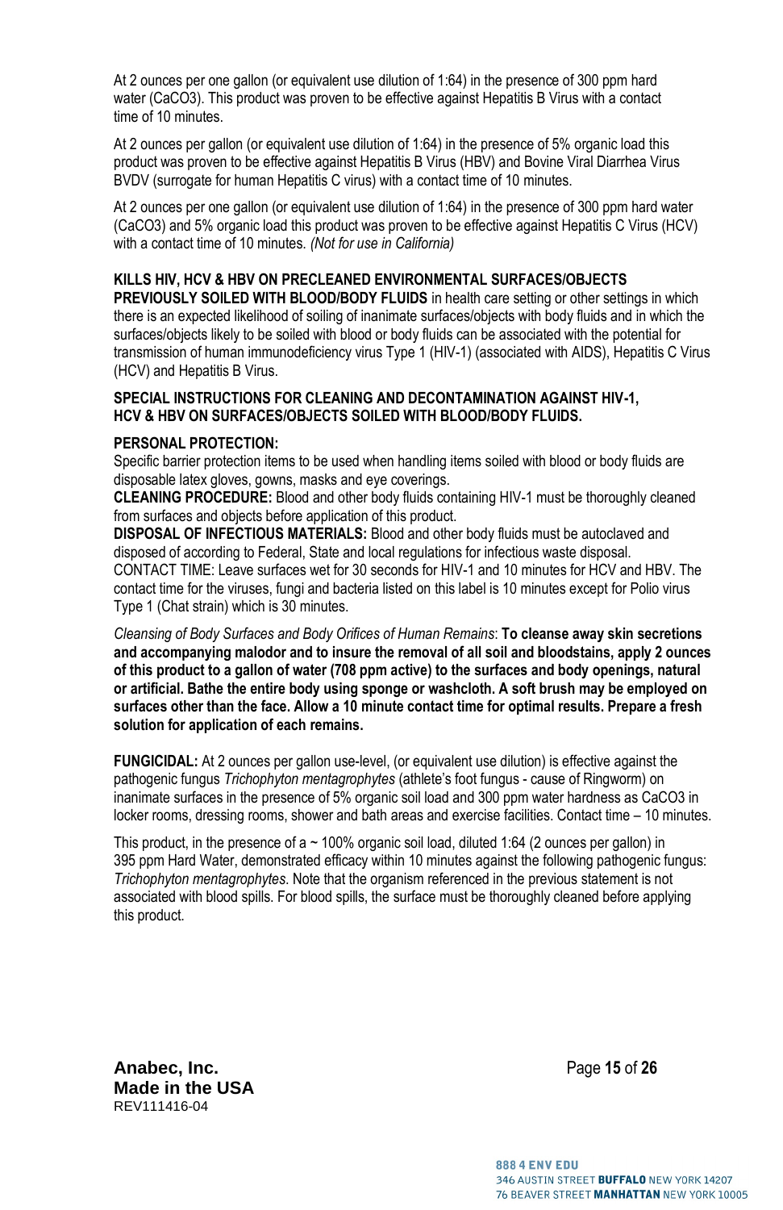At 2 ounces per one gallon (or equivalent use dilution of 1:64) in the presence of 300 ppm hard water ($CaCO_3$). This product was proven to be effective against Hepatitis B Virus with a contact time of 10 minutes.

At 2 ounces per gallon (or equivalent use dilution of 1:64) in the presence of 5% organic load this product was proven to be effective against Hepatitis B Virus (HBV) and Bovine Viral Diarrhea Virus BVDV (surrogate for human Hepatitis C virus) with a contact time of 10 minutes.

At 2 ounces per one gallon (or equivalent use dilution of 1:64) in the presence of 300 ppm hard water ($CaCO_3$) and 5% organic load this product was proven to be effective against Hepatitis C Virus (HCV) with a contact time of 10 minutes. *(Not for use in California)*

**KILLS HIV, HCV & HBV ON PRECLEANED ENVIRONMENTAL SURFACES/OBJECTS PREVIOUSLY SOILED WITH BLOOD/BODY FLUIDS** in health care setting or other settings in which there is an expected likelihood of soiling of inanimate surfaces/objects with body fluids and in which the surfaces/objects likely to be soiled with blood or body fluids can be associated with the potential for transmission of human immunodeficiency virus Type 1 (HIV-1) (associated with AIDS), Hepatitis C Virus (HCV) and Hepatitis B Virus.

**SPECIAL INSTRUCTIONS FOR CLEANING AND DECONTAMINATION AGAINST HIV-1, HCV & HBV ON SURFACES/OBJECTS SOILED WITH BLOOD/BODY FLUIDS.**

**PERSONAL PROTECTION:**
Specific barrier protection items to be used when handling items soiled with blood or body fluids are disposable latex gloves, gowns, masks and eye coverings.
**CLEANING PROCEDURE:** Blood and other body fluids containing HIV-1 must be thoroughly cleaned from surfaces and objects before application of this product.
**DISPOSAL OF INFECTIOUS MATERIALS:** Blood and other body fluids must be autoclaved and disposed of according to Federal, State and local regulations for infectious waste disposal.
CONTACT TIME: Leave surfaces wet for 30 seconds for HIV-1 and 10 minutes for HCV and HBV. The contact time for the viruses, fungi and bacteria listed on this label is 10 minutes except for Polio virus Type 1 (Chat strain) which is 30 minutes.

*Cleansing of Body Surfaces and Body Orifices of Human Remains*: **To cleanse away skin secretions and accompanying malodor and to insure the removal of all soil and bloodstains, apply 2 ounces of this product to a gallon of water (708 ppm active) to the surfaces and body openings, natural or artificial. Bathe the entire body using sponge or washcloth. A soft brush may be employed on surfaces other than the face. Allow a 10 minute contact time for optimal results. Prepare a fresh solution for application of each remains.**

**FUNGICIDAL:** At 2 ounces per gallon use-level, (or equivalent use dilution) is effective against the pathogenic fungus *Trichophyton mentagrophytes* (athlete's foot fungus - cause of Ringworm) on inanimate surfaces in the presence of 5% organic soil load and 300 ppm water hardness as $CaCO_3$ in locker rooms, dressing rooms, shower and bath areas and exercise facilities. Contact time – 10 minutes.

This product, in the presence of a ~ 100% organic soil load, diluted 1:64 (2 ounces per gallon) in 395 ppm Hard Water, demonstrated efficacy within 10 minutes against the following pathogenic fungus: *Trichophyton mentagrophytes*. Note that the organism referenced in the previous statement is not associated with blood spills. For blood spills, the surface must be thoroughly cleaned before applying this product.

**Anabec, Inc.**
**Made in the USA**
REV111416-04

888 4 ENV EDU
346 AUSTIN STREET **BUFFALO** NEW YORK 14207
76 BEAVER STREET **MANHATTAN** NEW YORK 10005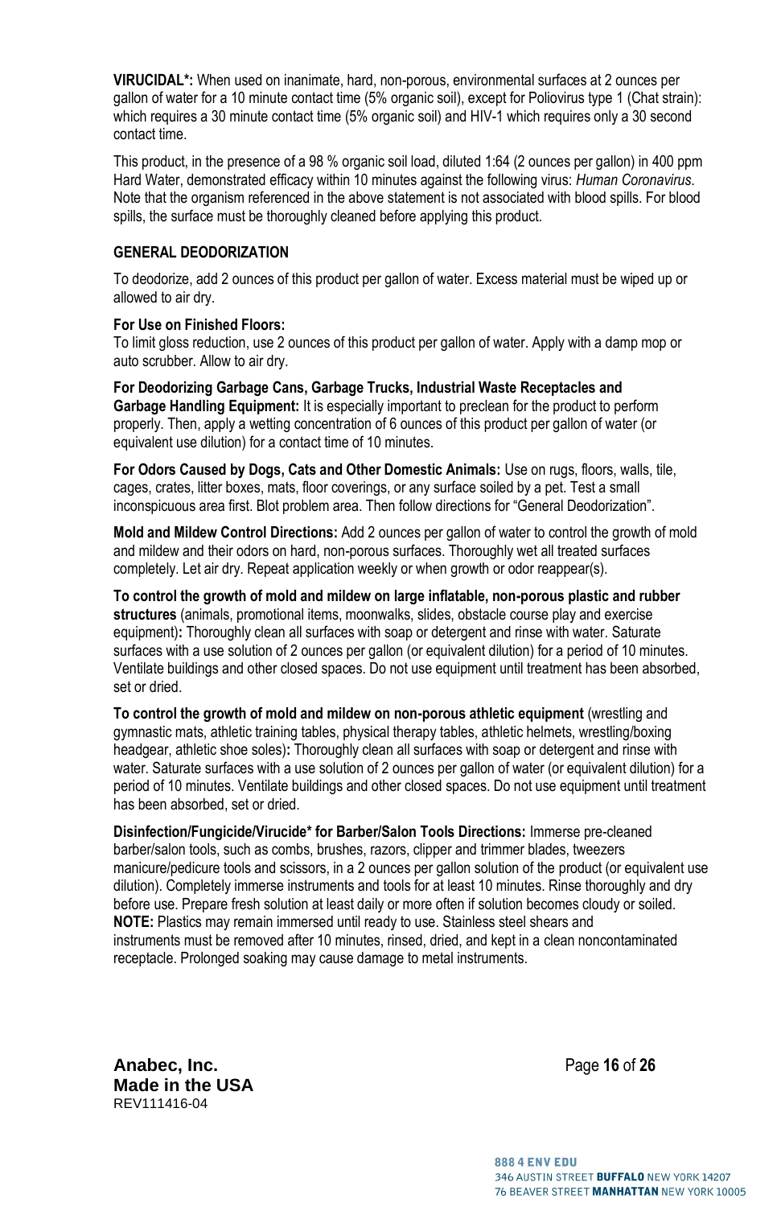**VIRUCIDAL*:** When used on inanimate, hard, non-porous, environmental surfaces at 2 ounces per gallon of water for a 10 minute contact time (5% organic soil), except for Poliovirus type 1 (Chat strain): which requires a 30 minute contact time (5% organic soil) and HIV-1 which requires only a 30 second contact time.

This product, in the presence of a 98 % organic soil load, diluted 1:64 (2 ounces per gallon) in 400 ppm Hard Water, demonstrated efficacy within 10 minutes against the following virus: *Human Coronavirus*. Note that the organism referenced in the above statement is not associated with blood spills. For blood spills, the surface must be thoroughly cleaned before applying this product.

**GENERAL DEODORIZATION**

To deodorize, add 2 ounces of this product per gallon of water. Excess material must be wiped up or allowed to air dry.

**For Use on Finished Floors:**
To limit gloss reduction, use 2 ounces of this product per gallon of water. Apply with a damp mop or auto scrubber. Allow to air dry.

**For Deodorizing Garbage Cans, Garbage Trucks, Industrial Waste Receptacles and Garbage Handling Equipment:** It is especially important to preclean for the product to perform properly. Then, apply a wetting concentration of 6 ounces of this product per gallon of water (or equivalent use dilution) for a contact time of 10 minutes.

**For Odors Caused by Dogs, Cats and Other Domestic Animals:** Use on rugs, floors, walls, tile, cages, crates, litter boxes, mats, floor coverings, or any surface soiled by a pet. Test a small inconspicuous area first. Blot problem area. Then follow directions for "General Deodorization".

**Mold and Mildew Control Directions:** Add 2 ounces per gallon of water to control the growth of mold and mildew and their odors on hard, non-porous surfaces. Thoroughly wet all treated surfaces completely. Let air dry. Repeat application weekly or when growth or odor reappear(s).

**To control the growth of mold and mildew on large inflatable, non-porous plastic and rubber structures** (animals, promotional items, moonwalks, slides, obstacle course play and exercise equipment)**:** Thoroughly clean all surfaces with soap or detergent and rinse with water. Saturate surfaces with a use solution of 2 ounces per gallon (or equivalent dilution) for a period of 10 minutes. Ventilate buildings and other closed spaces. Do not use equipment until treatment has been absorbed, set or dried.

**To control the growth of mold and mildew on non-porous athletic equipment** (wrestling and gymnastic mats, athletic training tables, physical therapy tables, athletic helmets, wrestling/boxing headgear, athletic shoe soles)**:** Thoroughly clean all surfaces with soap or detergent and rinse with water. Saturate surfaces with a use solution of 2 ounces per gallon of water (or equivalent dilution) for a period of 10 minutes. Ventilate buildings and other closed spaces. Do not use equipment until treatment has been absorbed, set or dried.

**Disinfection/Fungicide/Virucide* for Barber/Salon Tools Directions:** Immerse pre-cleaned barber/salon tools, such as combs, brushes, razors, clipper and trimmer blades, tweezers manicure/pedicure tools and scissors, in a 2 ounces per gallon solution of the product (or equivalent use dilution). Completely immerse instruments and tools for at least 10 minutes. Rinse thoroughly and dry before use. Prepare fresh solution at least daily or more often if solution becomes cloudy or soiled.
**NOTE:** Plastics may remain immersed until ready to use. Stainless steel shears and instruments must be removed after 10 minutes, rinsed, dried, and kept in a clean noncontaminated receptacle. Prolonged soaking may cause damage to metal instruments.

**Anabec, Inc.**
**Made in the USA**
REV111416-04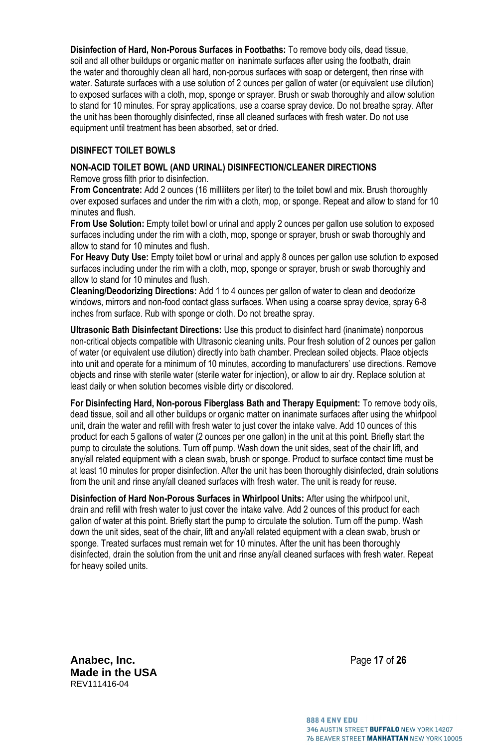**Disinfection of Hard, Non-Porous Surfaces in Footbaths:** To remove body oils, dead tissue, soil and all other buildups or organic matter on inanimate surfaces after using the footbath, drain the water and thoroughly clean all hard, non-porous surfaces with soap or detergent, then rinse with water. Saturate surfaces with a use solution of 2 ounces per gallon of water (or equivalent use dilution) to exposed surfaces with a cloth, mop, sponge or sprayer. Brush or swab thoroughly and allow solution to stand for 10 minutes. For spray applications, use a coarse spray device. Do not breathe spray. After the unit has been thoroughly disinfected, rinse all cleaned surfaces with fresh water. Do not use equipment until treatment has been absorbed, set or dried.

## DISINFECT TOILET BOWLS

### NON-ACID TOILET BOWL (AND URINAL) DISINFECTION/CLEANER DIRECTIONS

Remove gross filth prior to disinfection.

**From Concentrate:** Add 2 ounces (16 milliliters per liter) to the toilet bowl and mix. Brush thoroughly over exposed surfaces and under the rim with a cloth, mop, or sponge. Repeat and allow to stand for 10 minutes and flush.

**From Use Solution:** Empty toilet bowl or urinal and apply 2 ounces per gallon use solution to exposed surfaces including under the rim with a cloth, mop, sponge or sprayer, brush or swab thoroughly and allow to stand for 10 minutes and flush.

**For Heavy Duty Use:** Empty toilet bowl or urinal and apply 8 ounces per gallon use solution to exposed surfaces including under the rim with a cloth, mop, sponge or sprayer, brush or swab thoroughly and allow to stand for 10 minutes and flush.

**Cleaning/Deodorizing Directions:** Add 1 to 4 ounces per gallon of water to clean and deodorize windows, mirrors and non-food contact glass surfaces. When using a coarse spray device, spray 6-8 inches from surface. Rub with sponge or cloth. Do not breathe spray.

**Ultrasonic Bath Disinfectant Directions:** Use this product to disinfect hard (inanimate) nonporous non-critical objects compatible with Ultrasonic cleaning units. Pour fresh solution of 2 ounces per gallon of water (or equivalent use dilution) directly into bath chamber. Preclean soiled objects. Place objects into unit and operate for a minimum of 10 minutes, according to manufacturers' use directions. Remove objects and rinse with sterile water (sterile water for injection), or allow to air dry. Replace solution at least daily or when solution becomes visible dirty or discolored.

**For Disinfecting Hard, Non-porous Fiberglass Bath and Therapy Equipment:** To remove body oils, dead tissue, soil and all other buildups or organic matter on inanimate surfaces after using the whirlpool unit, drain the water and refill with fresh water to just cover the intake valve. Add 10 ounces of this product for each 5 gallons of water (2 ounces per one gallon) in the unit at this point. Briefly start the pump to circulate the solutions. Turn off pump. Wash down the unit sides, seat of the chair lift, and any/all related equipment with a clean swab, brush or sponge. Product to surface contact time must be at least 10 minutes for proper disinfection. After the unit has been thoroughly disinfected, drain solutions from the unit and rinse any/all cleaned surfaces with fresh water. The unit is ready for reuse.

**Disinfection of Hard Non-Porous Surfaces in Whirlpool Units:** After using the whirlpool unit, drain and refill with fresh water to just cover the intake valve. Add 2 ounces of this product for each gallon of water at this point. Briefly start the pump to circulate the solution. Turn off the pump. Wash down the unit sides, seat of the chair, lift and any/all related equipment with a clean swab, brush or sponge. Treated surfaces must remain wet for 10 minutes. After the unit has been thoroughly disinfected, drain the solution from the unit and rinse any/all cleaned surfaces with fresh water. Repeat for heavy soiled units.

**Anabec, Inc.**
**Made in the USA**
REV111416-04

888 4 ENV EDU
346 AUSTIN STREET **BUFFALO** NEW YORK 14207
76 BEAVER STREET **MANHATTAN** NEW YORK 10005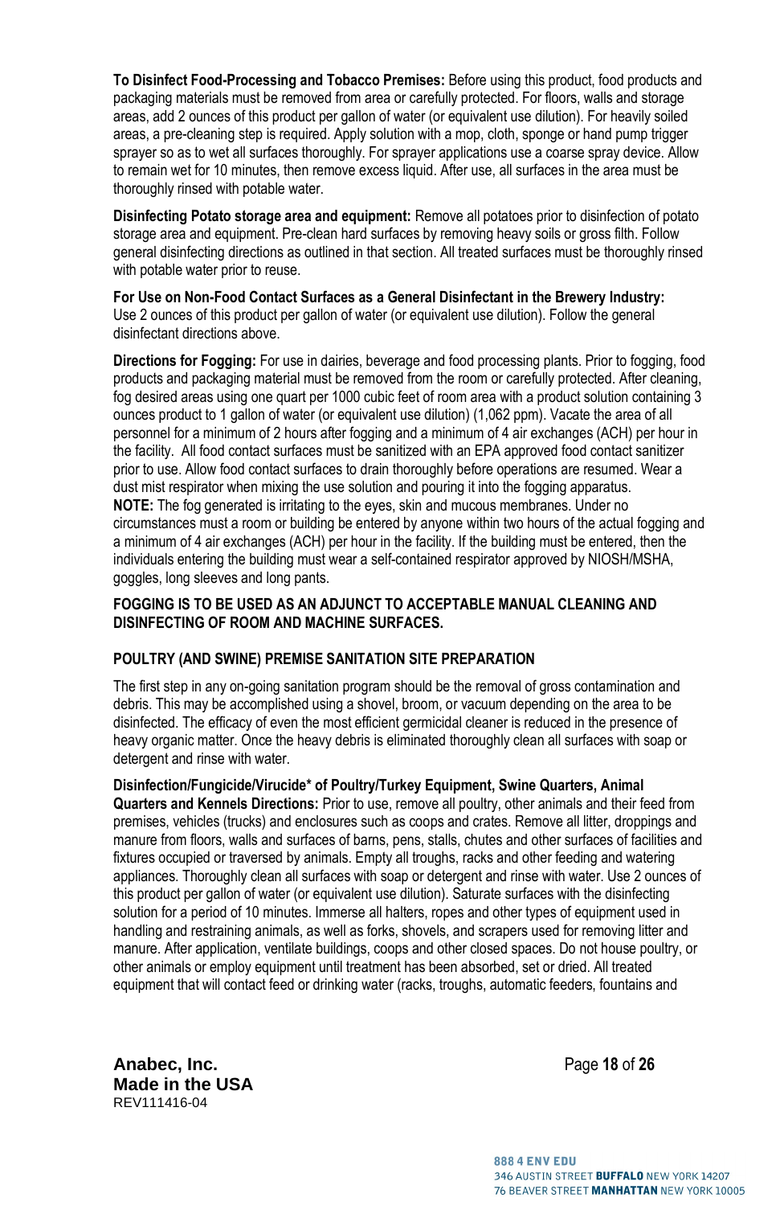**To Disinfect Food-Processing and Tobacco Premises:** Before using this product, food products and packaging materials must be removed from area or carefully protected. For floors, walls and storage areas, add 2 ounces of this product per gallon of water (or equivalent use dilution). For heavily soiled areas, a pre-cleaning step is required. Apply solution with a mop, cloth, sponge or hand pump trigger sprayer so as to wet all surfaces thoroughly. For sprayer applications use a coarse spray device. Allow to remain wet for 10 minutes, then remove excess liquid. After use, all surfaces in the area must be thoroughly rinsed with potable water.

**Disinfecting Potato storage area and equipment:** Remove all potatoes prior to disinfection of potato storage area and equipment. Pre-clean hard surfaces by removing heavy soils or gross filth. Follow general disinfecting directions as outlined in that section. All treated surfaces must be thoroughly rinsed with potable water prior to reuse.

**For Use on Non-Food Contact Surfaces as a General Disinfectant in the Brewery Industry:** Use 2 ounces of this product per gallon of water (or equivalent use dilution). Follow the general disinfectant directions above.

**Directions for Fogging:** For use in dairies, beverage and food processing plants. Prior to fogging, food products and packaging material must be removed from the room or carefully protected. After cleaning, fog desired areas using one quart per 1000 cubic feet of room area with a product solution containing 3 ounces product to 1 gallon of water (or equivalent use dilution) (1,062 ppm). Vacate the area of all personnel for a minimum of 2 hours after fogging and a minimum of 4 air exchanges (ACH) per hour in the facility. All food contact surfaces must be sanitized with an EPA approved food contact sanitizer prior to use. Allow food contact surfaces to drain thoroughly before operations are resumed. Wear a dust mist respirator when mixing the use solution and pouring it into the fogging apparatus.
**NOTE:** The fog generated is irritating to the eyes, skin and mucous membranes. Under no circumstances must a room or building be entered by anyone within two hours of the actual fogging and a minimum of 4 air exchanges (ACH) per hour in the facility. If the building must be entered, then the individuals entering the building must wear a self-contained respirator approved by NIOSH/MSHA, goggles, long sleeves and long pants.

**FOGGING IS TO BE USED AS AN ADJUNCT TO ACCEPTABLE MANUAL CLEANING AND DISINFECTING OF ROOM AND MACHINE SURFACES.**

**POULTRY (AND SWINE) PREMISE SANITATION SITE PREPARATION**

The first step in any on-going sanitation program should be the removal of gross contamination and debris. This may be accomplished using a shovel, broom, or vacuum depending on the area to be disinfected. The efficacy of even the most efficient germicidal cleaner is reduced in the presence of heavy organic matter. Once the heavy debris is eliminated thoroughly clean all surfaces with soap or detergent and rinse with water.

**Disinfection/Fungicide/Virucide* of Poultry/Turkey Equipment, Swine Quarters, Animal Quarters and Kennels Directions:** Prior to use, remove all poultry, other animals and their feed from premises, vehicles (trucks) and enclosures such as coops and crates. Remove all litter, droppings and manure from floors, walls and surfaces of barns, pens, stalls, chutes and other surfaces of facilities and fixtures occupied or traversed by animals. Empty all troughs, racks and other feeding and watering appliances. Thoroughly clean all surfaces with soap or detergent and rinse with water. Use 2 ounces of this product per gallon of water (or equivalent use dilution). Saturate surfaces with the disinfecting solution for a period of 10 minutes. Immerse all halters, ropes and other types of equipment used in handling and restraining animals, as well as forks, shovels, and scrapers used for removing litter and manure. After application, ventilate buildings, coops and other closed spaces. Do not house poultry, or other animals or employ equipment until treatment has been absorbed, set or dried. All treated equipment that will contact feed or drinking water (racks, troughs, automatic feeders, fountains and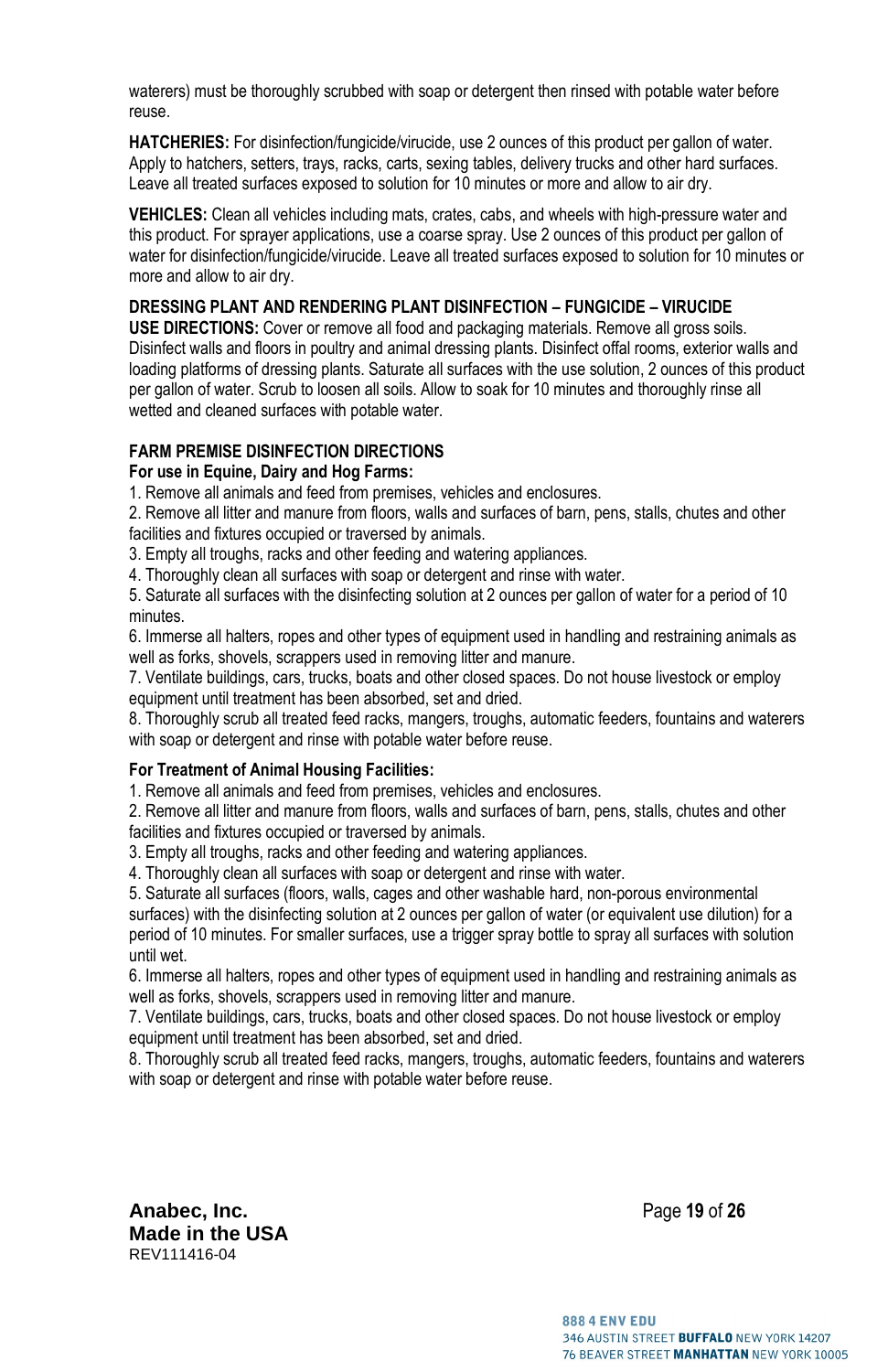waterers) must be thoroughly scrubbed with soap or detergent then rinsed with potable water before reuse.

**HATCHERIES:** For disinfection/fungicide/virucide, use 2 ounces of this product per gallon of water. Apply to hatchers, setters, trays, racks, carts, sexing tables, delivery trucks and other hard surfaces. Leave all treated surfaces exposed to solution for 10 minutes or more and allow to air dry.

**VEHICLES:** Clean all vehicles including mats, crates, cabs, and wheels with high-pressure water and this product. For sprayer applications, use a coarse spray. Use 2 ounces of this product per gallon of water for disinfection/fungicide/virucide. Leave all treated surfaces exposed to solution for 10 minutes or more and allow to air dry.

**DRESSING PLANT AND RENDERING PLANT DISINFECTION – FUNGICIDE – VIRUCIDE**

**USE DIRECTIONS:** Cover or remove all food and packaging materials. Remove all gross soils. Disinfect walls and floors in poultry and animal dressing plants. Disinfect offal rooms, exterior walls and loading platforms of dressing plants. Saturate all surfaces with the use solution, 2 ounces of this product per gallon of water. Scrub to loosen all soils. Allow to soak for 10 minutes and thoroughly rinse all wetted and cleaned surfaces with potable water.

**FARM PREMISE DISINFECTION DIRECTIONS**

**For use in Equine, Dairy and Hog Farms:**

1. Remove all animals and feed from premises, vehicles and enclosures.
2. Remove all litter and manure from floors, walls and surfaces of barn, pens, stalls, chutes and other facilities and fixtures occupied or traversed by animals.
3. Empty all troughs, racks and other feeding and watering appliances.
4. Thoroughly clean all surfaces with soap or detergent and rinse with water.
5. Saturate all surfaces with the disinfecting solution at 2 ounces per gallon of water for a period of 10 minutes.
6. Immerse all halters, ropes and other types of equipment used in handling and restraining animals as well as forks, shovels, scrappers used in removing litter and manure.
7. Ventilate buildings, cars, trucks, boats and other closed spaces. Do not house livestock or employ equipment until treatment has been absorbed, set and dried.
8. Thoroughly scrub all treated feed racks, mangers, troughs, automatic feeders, fountains and waterers with soap or detergent and rinse with potable water before reuse.

**For Treatment of Animal Housing Facilities:**

1. Remove all animals and feed from premises, vehicles and enclosures.
2. Remove all litter and manure from floors, walls and surfaces of barn, pens, stalls, chutes and other facilities and fixtures occupied or traversed by animals.
3. Empty all troughs, racks and other feeding and watering appliances.
4. Thoroughly clean all surfaces with soap or detergent and rinse with water.
5. Saturate all surfaces (floors, walls, cages and other washable hard, non-porous environmental surfaces) with the disinfecting solution at 2 ounces per gallon of water (or equivalent use dilution) for a period of 10 minutes. For smaller surfaces, use a trigger spray bottle to spray all surfaces with solution until wet.
6. Immerse all halters, ropes and other types of equipment used in handling and restraining animals as well as forks, shovels, scrappers used in removing litter and manure.
7. Ventilate buildings, cars, trucks, boats and other closed spaces. Do not house livestock or employ equipment until treatment has been absorbed, set and dried.
8. Thoroughly scrub all treated feed racks, mangers, troughs, automatic feeders, fountains and waterers with soap or detergent and rinse with potable water before reuse.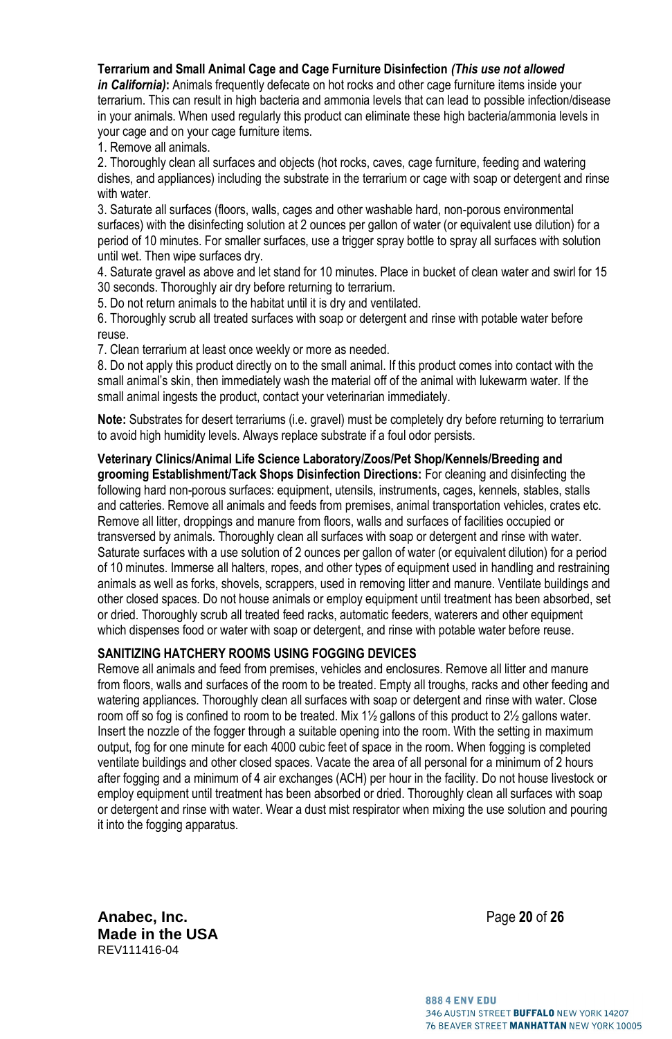**Terrarium and Small Animal Cage and Cage Furniture Disinfection** ***(This use not allowed in California)*****:** Animals frequently defecate on hot rocks and other cage furniture items inside your terrarium. This can result in high bacteria and ammonia levels that can lead to possible infection/disease in your animals. When used regularly this product can eliminate these high bacteria/ammonia levels in your cage and on your cage furniture items.

1. Remove all animals.
2. Thoroughly clean all surfaces and objects (hot rocks, caves, cage furniture, feeding and watering dishes, and appliances) including the substrate in the terrarium or cage with soap or detergent and rinse with water.
3. Saturate all surfaces (floors, walls, cages and other washable hard, non-porous environmental surfaces) with the disinfecting solution at 2 ounces per gallon of water (or equivalent use dilution) for a period of 10 minutes. For smaller surfaces, use a trigger spray bottle to spray all surfaces with solution until wet. Then wipe surfaces dry.
4. Saturate gravel as above and let stand for 10 minutes. Place in bucket of clean water and swirl for 15 30 seconds. Thoroughly air dry before returning to terrarium.
5. Do not return animals to the habitat until it is dry and ventilated.
6. Thoroughly scrub all treated surfaces with soap or detergent and rinse with potable water before reuse.
7. Clean terrarium at least once weekly or more as needed.
8. Do not apply this product directly on to the small animal. If this product comes into contact with the small animal's skin, then immediately wash the material off of the animal with lukewarm water. If the small animal ingests the product, contact your veterinarian immediately.

**Note:** Substrates for desert terrariums (i.e. gravel) must be completely dry before returning to terrarium to avoid high humidity levels. Always replace substrate if a foul odor persists.

**Veterinary Clinics/Animal Life Science Laboratory/Zoos/Pet Shop/Kennels/Breeding and grooming Establishment/Tack Shops Disinfection Directions:** For cleaning and disinfecting the following hard non-porous surfaces: equipment, utensils, instruments, cages, kennels, stables, stalls and catteries. Remove all animals and feeds from premises, animal transportation vehicles, crates etc. Remove all litter, droppings and manure from floors, walls and surfaces of facilities occupied or transversed by animals. Thoroughly clean all surfaces with soap or detergent and rinse with water. Saturate surfaces with a use solution of 2 ounces per gallon of water (or equivalent dilution) for a period of 10 minutes. Immerse all halters, ropes, and other types of equipment used in handling and restraining animals as well as forks, shovels, scrappers, used in removing litter and manure. Ventilate buildings and other closed spaces. Do not house animals or employ equipment until treatment has been absorbed, set or dried. Thoroughly scrub all treated feed racks, automatic feeders, waterers and other equipment which dispenses food or water with soap or detergent, and rinse with potable water before reuse.

**SANITIZING HATCHERY ROOMS USING FOGGING DEVICES**

Remove all animals and feed from premises, vehicles and enclosures. Remove all litter and manure from floors, walls and surfaces of the room to be treated. Empty all troughs, racks and other feeding and watering appliances. Thoroughly clean all surfaces with soap or detergent and rinse with water. Close room off so fog is confined to room to be treated. Mix 1½ gallons of this product to 2½ gallons water. Insert the nozzle of the fogger through a suitable opening into the room. With the setting in maximum output, fog for one minute for each 4000 cubic feet of space in the room. When fogging is completed ventilate buildings and other closed spaces. Vacate the area of all personal for a minimum of 2 hours after fogging and a minimum of 4 air exchanges (ACH) per hour in the facility. Do not house livestock or employ equipment until treatment has been absorbed or dried. Thoroughly clean all surfaces with soap or detergent and rinse with water. Wear a dust mist respirator when mixing the use solution and pouring it into the fogging apparatus.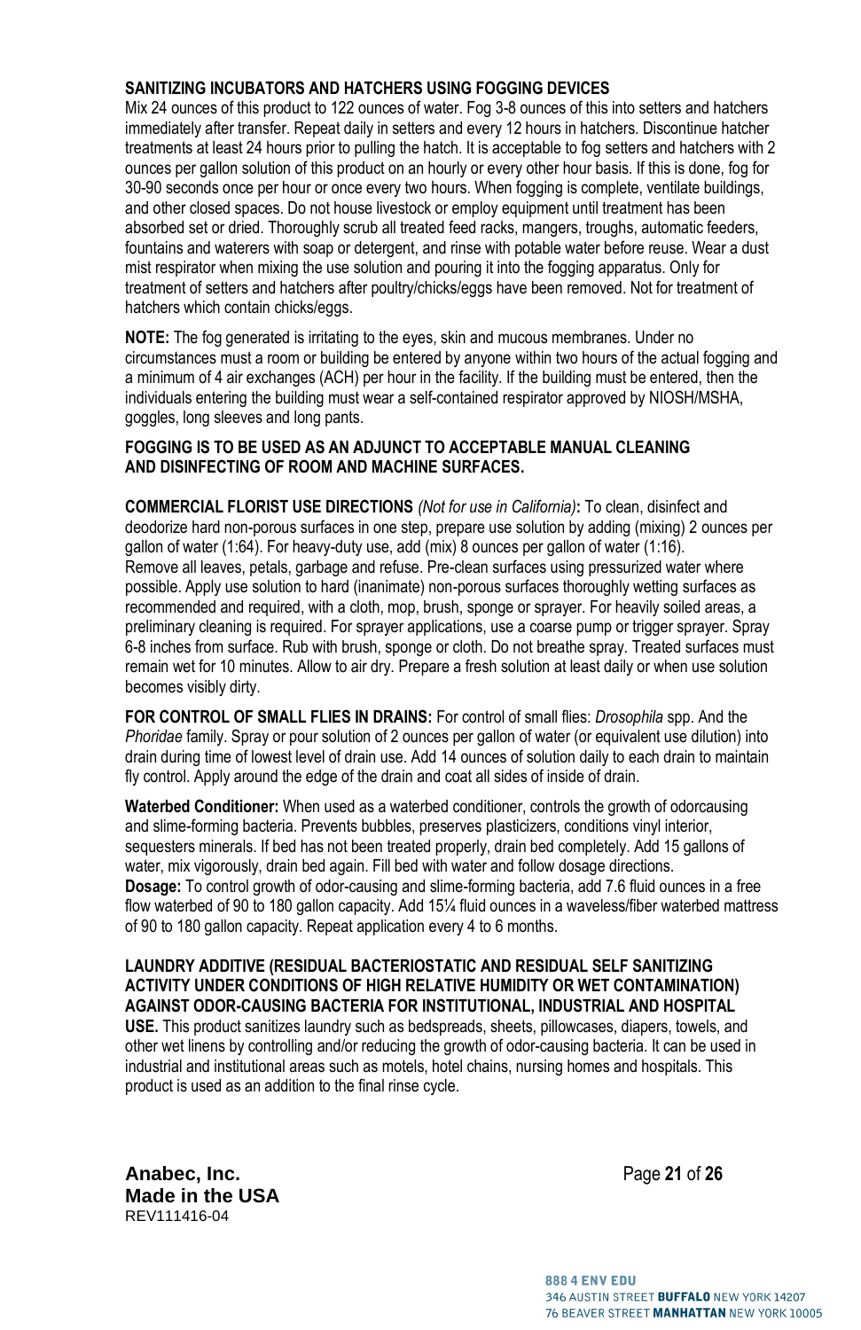**SANITIZING INCUBATORS AND HATCHERS USING FOGGING DEVICES**

Mix 24 ounces of this product to 122 ounces of water. Fog 3-8 ounces of this into setters and hatchers immediately after transfer. Repeat daily in setters and every 12 hours in hatchers. Discontinue hatcher treatments at least 24 hours prior to pulling the hatch. It is acceptable to fog setters and hatchers with 2 ounces per gallon solution of this product on an hourly or every other hour basis. If this is done, fog for 30-90 seconds once per hour or once every two hours. When fogging is complete, ventilate buildings, and other closed spaces. Do not house livestock or employ equipment until treatment has been absorbed set or dried. Thoroughly scrub all treated feed racks, mangers, troughs, automatic feeders, fountains and waterers with soap or detergent, and rinse with potable water before reuse. Wear a dust mist respirator when mixing the use solution and pouring it into the fogging apparatus. Only for treatment of setters and hatchers after poultry/chicks/eggs have been removed. Not for treatment of hatchers which contain chicks/eggs.

**NOTE:** The fog generated is irritating to the eyes, skin and mucous membranes. Under no circumstances must a room or building be entered by anyone within two hours of the actual fogging and a minimum of 4 air exchanges (ACH) per hour in the facility. If the building must be entered, then the individuals entering the building must wear a self-contained respirator approved by NIOSH/MSHA, goggles, long sleeves and long pants.

**FOGGING IS TO BE USED AS AN ADJUNCT TO ACCEPTABLE MANUAL CLEANING AND DISINFECTING OF ROOM AND MACHINE SURFACES.**

**COMMERCIAL FLORIST USE DIRECTIONS** *(Not for use in California)***:** To clean, disinfect and deodorize hard non-porous surfaces in one step, prepare use solution by adding (mixing) 2 ounces per gallon of water (1:64). For heavy-duty use, add (mix) 8 ounces per gallon of water (1:16). Remove all leaves, petals, garbage and refuse. Pre-clean surfaces using pressurized water where possible. Apply use solution to hard (inanimate) non-porous surfaces thoroughly wetting surfaces as recommended and required, with a cloth, mop, brush, sponge or sprayer. For heavily soiled areas, a preliminary cleaning is required. For sprayer applications, use a coarse pump or trigger sprayer. Spray 6-8 inches from surface. Rub with brush, sponge or cloth. Do not breathe spray. Treated surfaces must remain wet for 10 minutes. Allow to air dry. Prepare a fresh solution at least daily or when use solution becomes visibly dirty.

**FOR CONTROL OF SMALL FLIES IN DRAINS:** For control of small flies: *Drosophila* spp. And the *Phoridae* family. Spray or pour solution of 2 ounces per gallon of water (or equivalent use dilution) into drain during time of lowest level of drain use. Add 14 ounces of solution daily to each drain to maintain fly control. Apply around the edge of the drain and coat all sides of inside of drain.

**Waterbed Conditioner:** When used as a waterbed conditioner, controls the growth of odorcausing and slime-forming bacteria. Prevents bubbles, preserves plasticizers, conditions vinyl interior, sequesters minerals. If bed has not been treated properly, drain bed completely. Add 15 gallons of water, mix vigorously, drain bed again. Fill bed with water and follow dosage directions.
**Dosage:** To control growth of odor-causing and slime-forming bacteria, add 7.6 fluid ounces in a free flow waterbed of 90 to 180 gallon capacity. Add 15¼ fluid ounces in a waveless/fiber waterbed mattress of 90 to 180 gallon capacity. Repeat application every 4 to 6 months.

**LAUNDRY ADDITIVE (RESIDUAL BACTERIOSTATIC AND RESIDUAL SELF SANITIZING ACTIVITY UNDER CONDITIONS OF HIGH RELATIVE HUMIDITY OR WET CONTAMINATION) AGAINST ODOR-CAUSING BACTERIA FOR INSTITUTIONAL, INDUSTRIAL AND HOSPITAL USE.** This product sanitizes laundry such as bedspreads, sheets, pillowcases, diapers, towels, and other wet linens by controlling and/or reducing the growth of odor-causing bacteria. It can be used in industrial and institutional areas such as motels, hotel chains, nursing homes and hospitals. This product is used as an addition to the final rinse cycle.

**Anabec, Inc.**
**Made in the USA**
REV111416-04

888 4 ENV EDU
346 AUSTIN STREET **BUFFALO** NEW YORK 14207
76 BEAVER STREET **MANHATTAN** NEW YORK 10005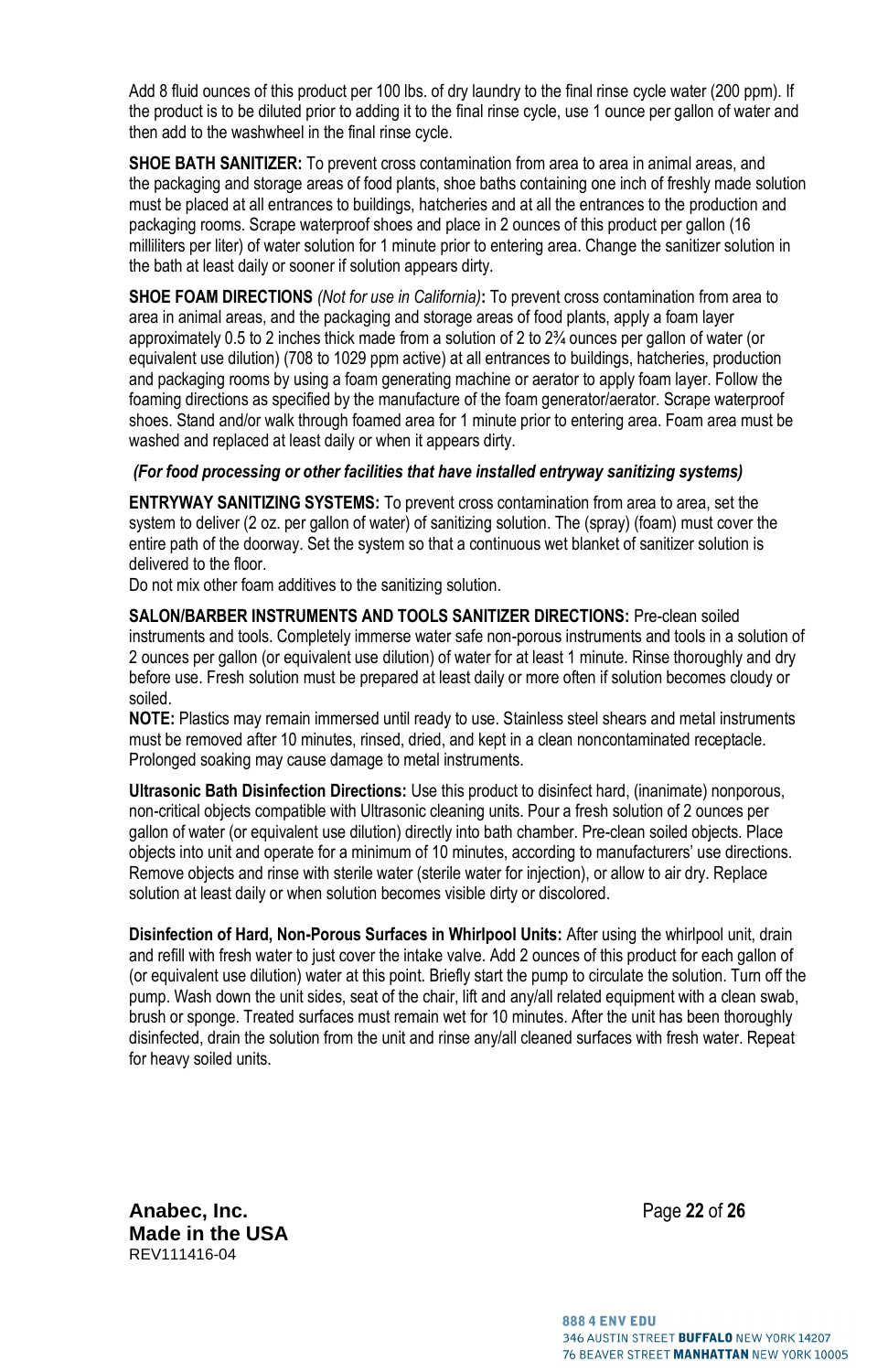Add 8 fluid ounces of this product per 100 lbs. of dry laundry to the final rinse cycle water (200 ppm). If the product is to be diluted prior to adding it to the final rinse cycle, use 1 ounce per gallon of water and then add to the washwheel in the final rinse cycle.

**SHOE BATH SANITIZER:** To prevent cross contamination from area to area in animal areas, and the packaging and storage areas of food plants, shoe baths containing one inch of freshly made solution must be placed at all entrances to buildings, hatcheries and at all the entrances to the production and packaging rooms. Scrape waterproof shoes and place in 2 ounces of this product per gallon (16 milliliters per liter) of water solution for 1 minute prior to entering area. Change the sanitizer solution in the bath at least daily or sooner if solution appears dirty.

**SHOE FOAM DIRECTIONS** *(Not for use in California)***:** To prevent cross contamination from area to area in animal areas, and the packaging and storage areas of food plants, apply a foam layer approximately 0.5 to 2 inches thick made from a solution of 2 to 2¾ ounces per gallon of water (or equivalent use dilution) (708 to 1029 ppm active) at all entrances to buildings, hatcheries, production and packaging rooms by using a foam generating machine or aerator to apply foam layer. Follow the foaming directions as specified by the manufacture of the foam generator/aerator. Scrape waterproof shoes. Stand and/or walk through foamed area for 1 minute prior to entering area. Foam area must be washed and replaced at least daily or when it appears dirty.

***(For food processing or other facilities that have installed entryway sanitizing systems)***

**ENTRYWAY SANITIZING SYSTEMS:** To prevent cross contamination from area to area, set the system to deliver (2 oz. per gallon of water) of sanitizing solution. The (spray) (foam) must cover the entire path of the doorway. Set the system so that a continuous wet blanket of sanitizer solution is delivered to the floor.
Do not mix other foam additives to the sanitizing solution.

**SALON/BARBER INSTRUMENTS AND TOOLS SANITIZER DIRECTIONS:** Pre-clean soiled instruments and tools. Completely immerse water safe non-porous instruments and tools in a solution of 2 ounces per gallon (or equivalent use dilution) of water for at least 1 minute. Rinse thoroughly and dry before use. Fresh solution must be prepared at least daily or more often if solution becomes cloudy or soiled.
**NOTE:** Plastics may remain immersed until ready to use. Stainless steel shears and metal instruments must be removed after 10 minutes, rinsed, dried, and kept in a clean noncontaminated receptacle. Prolonged soaking may cause damage to metal instruments.

**Ultrasonic Bath Disinfection Directions:** Use this product to disinfect hard, (inanimate) nonporous, non-critical objects compatible with Ultrasonic cleaning units. Pour a fresh solution of 2 ounces per gallon of water (or equivalent use dilution) directly into bath chamber. Pre-clean soiled objects. Place objects into unit and operate for a minimum of 10 minutes, according to manufacturers' use directions. Remove objects and rinse with sterile water (sterile water for injection), or allow to air dry. Replace solution at least daily or when solution becomes visible dirty or discolored.

**Disinfection of Hard, Non-Porous Surfaces in Whirlpool Units:** After using the whirlpool unit, drain and refill with fresh water to just cover the intake valve. Add 2 ounces of this product for each gallon of (or equivalent use dilution) water at this point. Briefly start the pump to circulate the solution. Turn off the pump. Wash down the unit sides, seat of the chair, lift and any/all related equipment with a clean swab, brush or sponge. Treated surfaces must remain wet for 10 minutes. After the unit has been thoroughly disinfected, drain the solution from the unit and rinse any/all cleaned surfaces with fresh water. Repeat for heavy soiled units.

**Anabec, Inc.**
**Made in the USA**
REV111416-04

888 4 ENV EDU
346 AUSTIN STREET **BUFFALO** NEW YORK 14207
76 BEAVER STREET **MANHATTAN** NEW YORK 10005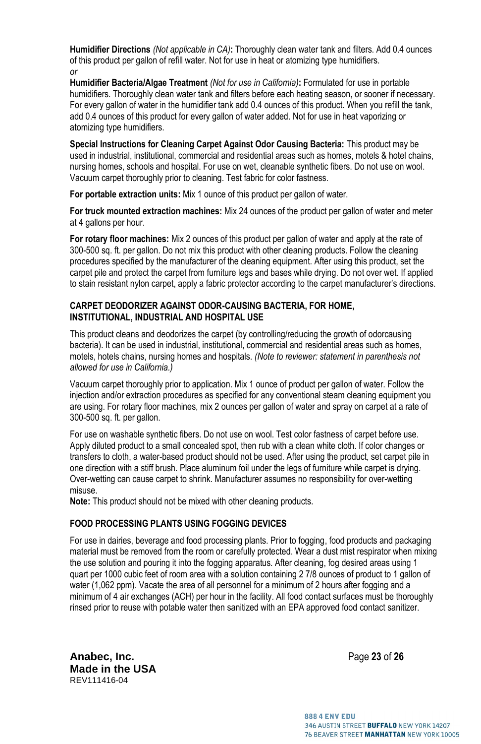**Humidifier Directions** *(Not applicable in CA)***:** Thoroughly clean water tank and filters. Add 0.4 ounces of this product per gallon of refill water. Not for use in heat or atomizing type humidifiers.
*or*
**Humidifier Bacteria/Algae Treatment** *(Not for use in California)***:** Formulated for use in portable humidifiers. Thoroughly clean water tank and filters before each heating season, or sooner if necessary. For every gallon of water in the humidifier tank add 0.4 ounces of this product. When you refill the tank, add 0.4 ounces of this product for every gallon of water added. Not for use in heat vaporizing or atomizing type humidifiers.

**Special Instructions for Cleaning Carpet Against Odor Causing Bacteria:** This product may be used in industrial, institutional, commercial and residential areas such as homes, motels & hotel chains, nursing homes, schools and hospital. For use on wet, cleanable synthetic fibers. Do not use on wool. Vacuum carpet thoroughly prior to cleaning. Test fabric for color fastness.

**For portable extraction units:** Mix 1 ounce of this product per gallon of water.

**For truck mounted extraction machines:** Mix 24 ounces of the product per gallon of water and meter at 4 gallons per hour.

**For rotary floor machines:** Mix 2 ounces of this product per gallon of water and apply at the rate of 300-500 sq. ft. per gallon. Do not mix this product with other cleaning products. Follow the cleaning procedures specified by the manufacturer of the cleaning equipment. After using this product, set the carpet pile and protect the carpet from furniture legs and bases while drying. Do not over wet. If applied to stain resistant nylon carpet, apply a fabric protector according to the carpet manufacturer's directions.

## CARPET DEODORIZER AGAINST ODOR-CAUSING BACTERIA, FOR HOME, INSTITUTIONAL, INDUSTRIAL AND HOSPITAL USE

This product cleans and deodorizes the carpet (by controlling/reducing the growth of odorcausing bacteria). It can be used in industrial, institutional, commercial and residential areas such as homes, motels, hotels chains, nursing homes and hospitals. *(Note to reviewer: statement in parenthesis not allowed for use in California.)*

Vacuum carpet thoroughly prior to application. Mix 1 ounce of product per gallon of water. Follow the injection and/or extraction procedures as specified for any conventional steam cleaning equipment you are using. For rotary floor machines, mix 2 ounces per gallon of water and spray on carpet at a rate of 300-500 sq. ft. per gallon.

For use on washable synthetic fibers. Do not use on wool. Test color fastness of carpet before use. Apply diluted product to a small concealed spot, then rub with a clean white cloth. If color changes or transfers to cloth, a water-based product should not be used. After using the product, set carpet pile in one direction with a stiff brush. Place aluminum foil under the legs of furniture while carpet is drying. Over-wetting can cause carpet to shrink. Manufacturer assumes no responsibility for over-wetting misuse.
**Note:** This product should not be mixed with other cleaning products.

## FOOD PROCESSING PLANTS USING FOGGING DEVICES

For use in dairies, beverage and food processing plants. Prior to fogging, food products and packaging material must be removed from the room or carefully protected. Wear a dust mist respirator when mixing the use solution and pouring it into the fogging apparatus. After cleaning, fog desired areas using 1 quart per 1000 cubic feet of room area with a solution containing 2 7/8 ounces of product to 1 gallon of water (1,062 ppm). Vacate the area of all personnel for a minimum of 2 hours after fogging and a minimum of 4 air exchanges (ACH) per hour in the facility. All food contact surfaces must be thoroughly rinsed prior to reuse with potable water then sanitized with an EPA approved food contact sanitizer.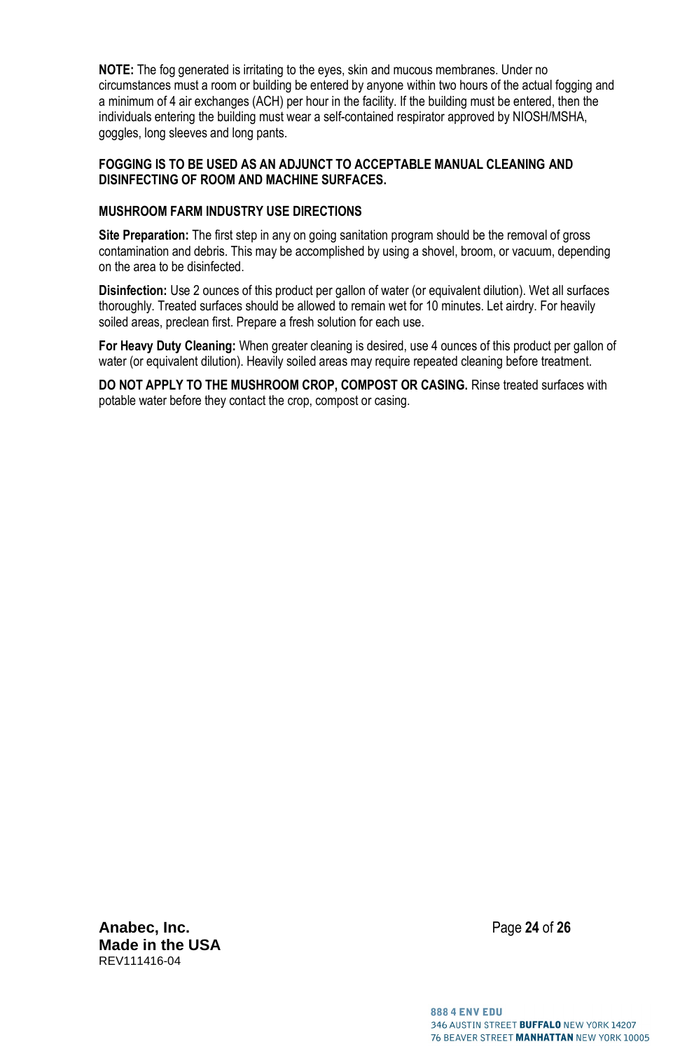**NOTE:** The fog generated is irritating to the eyes, skin and mucous membranes. Under no circumstances must a room or building be entered by anyone within two hours of the actual fogging and a minimum of 4 air exchanges (ACH) per hour in the facility. If the building must be entered, then the individuals entering the building must wear a self-contained respirator approved by NIOSH/MSHA, goggles, long sleeves and long pants.

**FOGGING IS TO BE USED AS AN ADJUNCT TO ACCEPTABLE MANUAL CLEANING AND DISINFECTING OF ROOM AND MACHINE SURFACES.**

**MUSHROOM FARM INDUSTRY USE DIRECTIONS**

**Site Preparation:** The first step in any on going sanitation program should be the removal of gross contamination and debris. This may be accomplished by using a shovel, broom, or vacuum, depending on the area to be disinfected.

**Disinfection:** Use 2 ounces of this product per gallon of water (or equivalent dilution). Wet all surfaces thoroughly. Treated surfaces should be allowed to remain wet for 10 minutes. Let airdry. For heavily soiled areas, preclean first. Prepare a fresh solution for each use.

**For Heavy Duty Cleaning:** When greater cleaning is desired, use 4 ounces of this product per gallon of water (or equivalent dilution). Heavily soiled areas may require repeated cleaning before treatment.

**DO NOT APPLY TO THE MUSHROOM CROP, COMPOST OR CASING.** Rinse treated surfaces with potable water before they contact the crop, compost or casing.

**Anabec, Inc.**
**Made in the USA**
REV111416-04

888 4 ENV EDU
346 AUSTIN STREET **BUFFALO** NEW YORK 14207
76 BEAVER STREET **MANHATTAN** NEW YORK 10005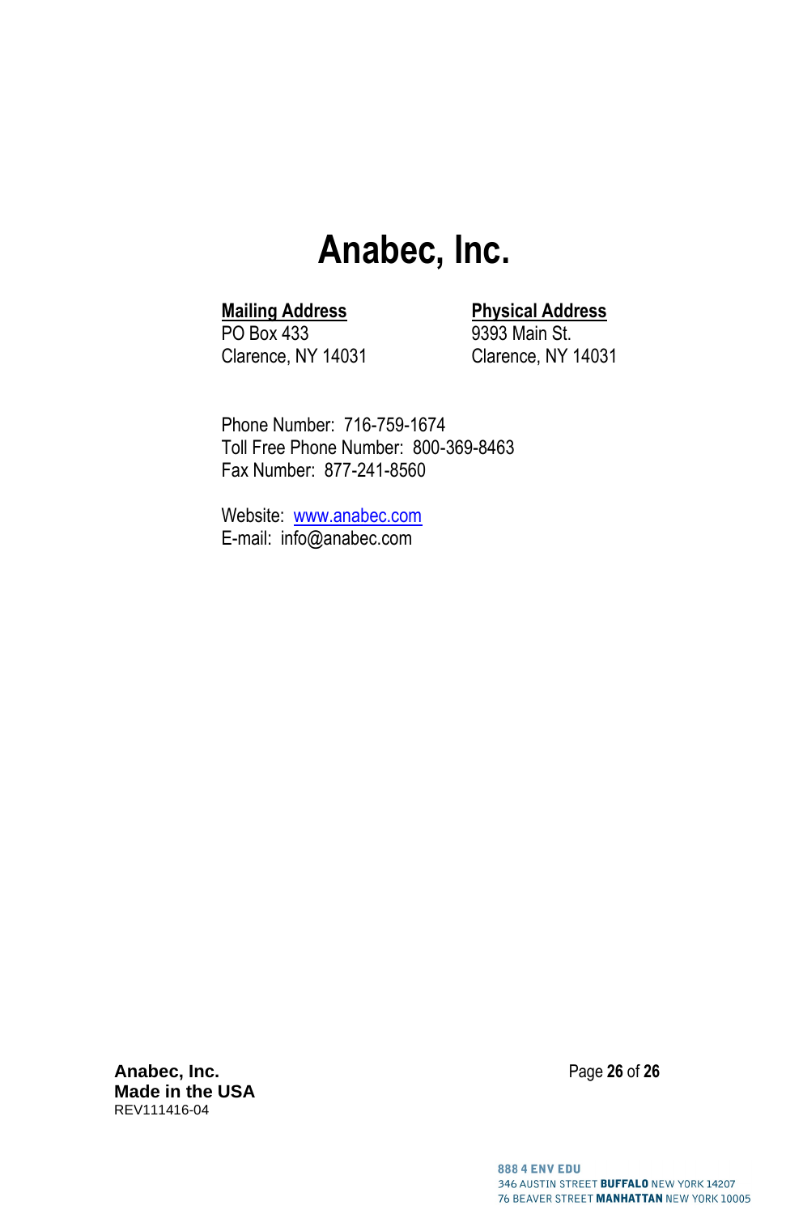# Anabec, Inc.

**Mailing Address**
PO Box 433
Clarence, NY 14031

**Physical Address**
9393 Main St.
Clarence, NY 14031

Phone Number: 716-759-1674
Toll Free Phone Number: 800-369-8463
Fax Number: 877-241-8560

Website: www.anabec.com
E-mail: info@anabec.com

**Anabec, Inc.**
**Made in the USA**
REV111416-04

888 4 ENV EDU
346 AUSTIN STREET **BUFFALO** NEW YORK 14207
76 BEAVER STREET **MANHATTAN** NEW YORK 10005